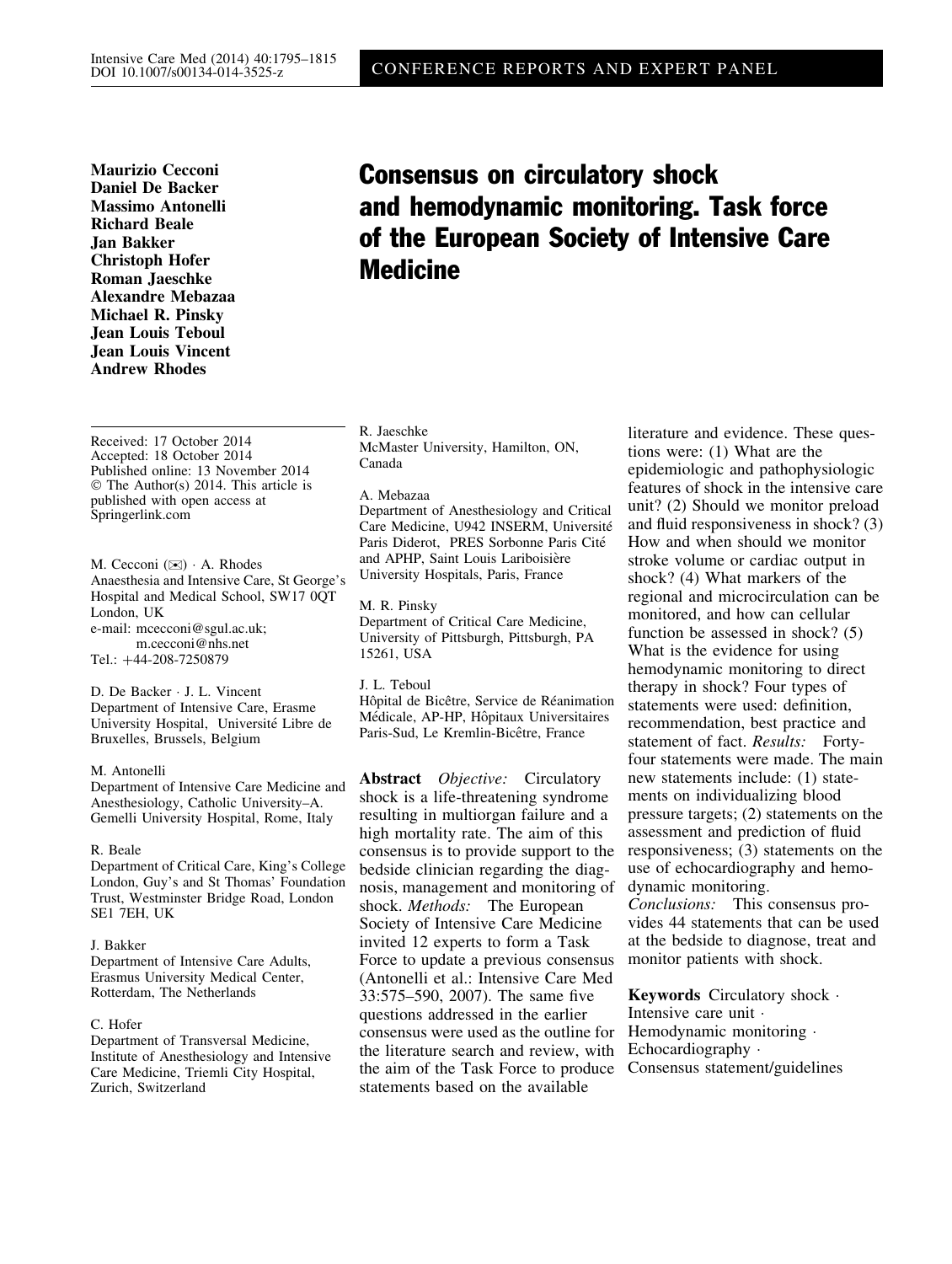CONFERENCE REPORTS AND EXPERT PANEL

**Maurizio Cecconi**
**Daniel De Backer**
**Massimo Antonelli**
**Richard Beale**
**Jan Bakker**
**Christoph Hofer**
**Roman Jaeschke**
**Alexandre Mebazaa**
**Michael R. Pinsky**
**Jean Louis Teboul**
**Jean Louis Vincent**
**Andrew Rhodes**

# Consensus on circulatory shock and hemodynamic monitoring. Task force of the European Society of Intensive Care Medicine

Received: 17 October 2014
Accepted: 18 October 2014
Published online: 13 November 2014
© The Author(s) 2014. This article is published with open access at Springerlink.com

M. Cecconi (✉) · A. Rhodes
Anaesthesia and Intensive Care, St George's Hospital and Medical School, SW17 0QT London, UK
e-mail: mcecconi@sgul.ac.uk; m.cecconi@nhs.net
Tel.: +44-208-7250879

D. De Backer · J. L. Vincent
Department of Intensive Care, Erasme University Hospital, Université Libre de Bruxelles, Brussels, Belgium

M. Antonelli
Department of Intensive Care Medicine and Anesthesiology, Catholic University–A. Gemelli University Hospital, Rome, Italy

R. Beale
Department of Critical Care, King's College London, Guy's and St Thomas' Foundation Trust, Westminster Bridge Road, London SE1 7EH, UK

J. Bakker
Department of Intensive Care Adults, Erasmus University Medical Center, Rotterdam, The Netherlands

C. Hofer
Department of Transversal Medicine, Institute of Anesthesiology and Intensive Care Medicine, Triemli City Hospital, Zurich, Switzerland

R. Jaeschke
McMaster University, Hamilton, ON, Canada

A. Mebazaa
Department of Anesthesiology and Critical Care Medicine, U942 INSERM, Université Paris Diderot, PRES Sorbonne Paris Cité and APHP, Saint Louis Lariboisière University Hospitals, Paris, France

M. R. Pinsky
Department of Critical Care Medicine, University of Pittsburgh, Pittsburgh, PA 15261, USA

J. L. Teboul
Hôpital de Bicêtre, Service de Réanimation Médicale, AP-HP, Hôpitaux Universitaires Paris-Sud, Le Kremlin-Bicêtre, France

**Abstract** *Objective:* Circulatory shock is a life-threatening syndrome resulting in multiorgan failure and a high mortality rate. The aim of this consensus is to provide support to the bedside clinician regarding the diagnosis, management and monitoring of shock. *Methods:* The European Society of Intensive Care Medicine invited 12 experts to form a Task Force to update a previous consensus (Antonelli et al.: Intensive Care Med 33:575–590, 2007). The same five questions addressed in the earlier consensus were used as the outline for the literature search and review, with the aim of the Task Force to produce statements based on the available literature and evidence. These questions were: (1) What are the epidemiologic and pathophysiologic features of shock in the intensive care unit? (2) Should we monitor preload and fluid responsiveness in shock? (3) How and when should we monitor stroke volume or cardiac output in shock? (4) What markers of the regional and microcirculation can be monitored, and how can cellular function be assessed in shock? (5) What is the evidence for using hemodynamic monitoring to direct therapy in shock? Four types of statements were used: definition, recommendation, best practice and statement of fact. *Results:* Forty-four statements were made. The main new statements include: (1) statements on individualizing blood pressure targets; (2) statements on the assessment and prediction of fluid responsiveness; (3) statements on the use of echocardiography and hemodynamic monitoring.
*Conclusions:* This consensus provides 44 statements that can be used at the bedside to diagnose, treat and monitor patients with shock.

**Keywords** Circulatory shock · Intensive care unit · Hemodynamic monitoring · Echocardiography · Consensus statement/guidelines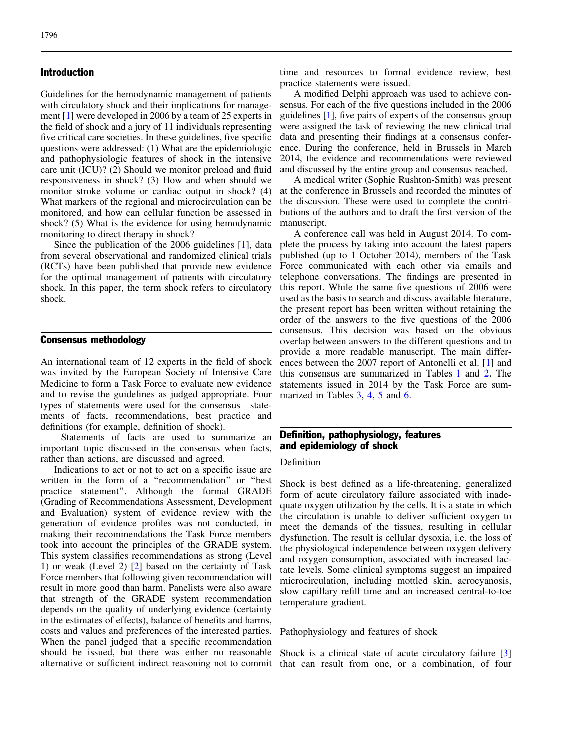## Introduction

Guidelines for the hemodynamic management of patients with circulatory shock and their implications for management [1] were developed in 2006 by a team of 25 experts in the field of shock and a jury of 11 individuals representing five critical care societies. In these guidelines, five specific questions were addressed: (1) What are the epidemiologic and pathophysiologic features of shock in the intensive care unit (ICU)? (2) Should we monitor preload and fluid responsiveness in shock? (3) How and when should we monitor stroke volume or cardiac output in shock? (4) What markers of the regional and microcirculation can be monitored, and how can cellular function be assessed in shock? (5) What is the evidence for using hemodynamic monitoring to direct therapy in shock?

Since the publication of the 2006 guidelines [1], data from several observational and randomized clinical trials (RCTs) have been published that provide new evidence for the optimal management of patients with circulatory shock. In this paper, the term shock refers to circulatory shock.

## Consensus methodology

An international team of 12 experts in the field of shock was invited by the European Society of Intensive Care Medicine to form a Task Force to evaluate new evidence and to revise the guidelines as judged appropriate. Four types of statements were used for the consensus—statements of facts, recommendations, best practice and definitions (for example, definition of shock).

Statements of facts are used to summarize an important topic discussed in the consensus when facts, rather than actions, are discussed and agreed.

Indications to act or not to act on a specific issue are written in the form of a "recommendation" or "best practice statement". Although the formal GRADE (Grading of Recommendations Assessment, Development and Evaluation) system of evidence review with the generation of evidence profiles was not conducted, in making their recommendations the Task Force members took into account the principles of the GRADE system. This system classifies recommendations as strong (Level 1) or weak (Level 2) [2] based on the certainty of Task Force members that following given recommendation will result in more good than harm. Panelists were also aware that strength of the GRADE system recommendation depends on the quality of underlying evidence (certainty in the estimates of effects), balance of benefits and harms, costs and values and preferences of the interested parties. When the panel judged that a specific recommendation should be issued, but there was either no reasonable alternative or sufficient indirect reasoning not to commit time and resources to formal evidence review, best practice statements were issued.

A modified Delphi approach was used to achieve consensus. For each of the five questions included in the 2006 guidelines [1], five pairs of experts of the consensus group were assigned the task of reviewing the new clinical trial data and presenting their findings at a consensus conference. During the conference, held in Brussels in March 2014, the evidence and recommendations were reviewed and discussed by the entire group and consensus reached.

A medical writer (Sophie Rushton-Smith) was present at the conference in Brussels and recorded the minutes of the discussion. These were used to complete the contributions of the authors and to draft the first version of the manuscript.

A conference call was held in August 2014. To complete the process by taking into account the latest papers published (up to 1 October 2014), members of the Task Force communicated with each other via emails and telephone conversations. The findings are presented in this report. While the same five questions of 2006 were used as the basis to search and discuss available literature, the present report has been written without retaining the order of the answers to the five questions of the 2006 consensus. This decision was based on the obvious overlap between answers to the different questions and to provide a more readable manuscript. The main differences between the 2007 report of Antonelli et al. [1] and this consensus are summarized in Tables 1 and 2. The statements issued in 2014 by the Task Force are summarized in Tables 3, 4, 5 and 6.

## Definition, pathophysiology, features and epidemiology of shock

### Definition

Shock is best defined as a life-threatening, generalized form of acute circulatory failure associated with inadequate oxygen utilization by the cells. It is a state in which the circulation is unable to deliver sufficient oxygen to meet the demands of the tissues, resulting in cellular dysfunction. The result is cellular dysoxia, i.e. the loss of the physiological independence between oxygen delivery and oxygen consumption, associated with increased lactate levels. Some clinical symptoms suggest an impaired microcirculation, including mottled skin, acrocyanosis, slow capillary refill time and an increased central-to-toe temperature gradient.

### Pathophysiology and features of shock

Shock is a clinical state of acute circulatory failure [3] that can result from one, or a combination, of four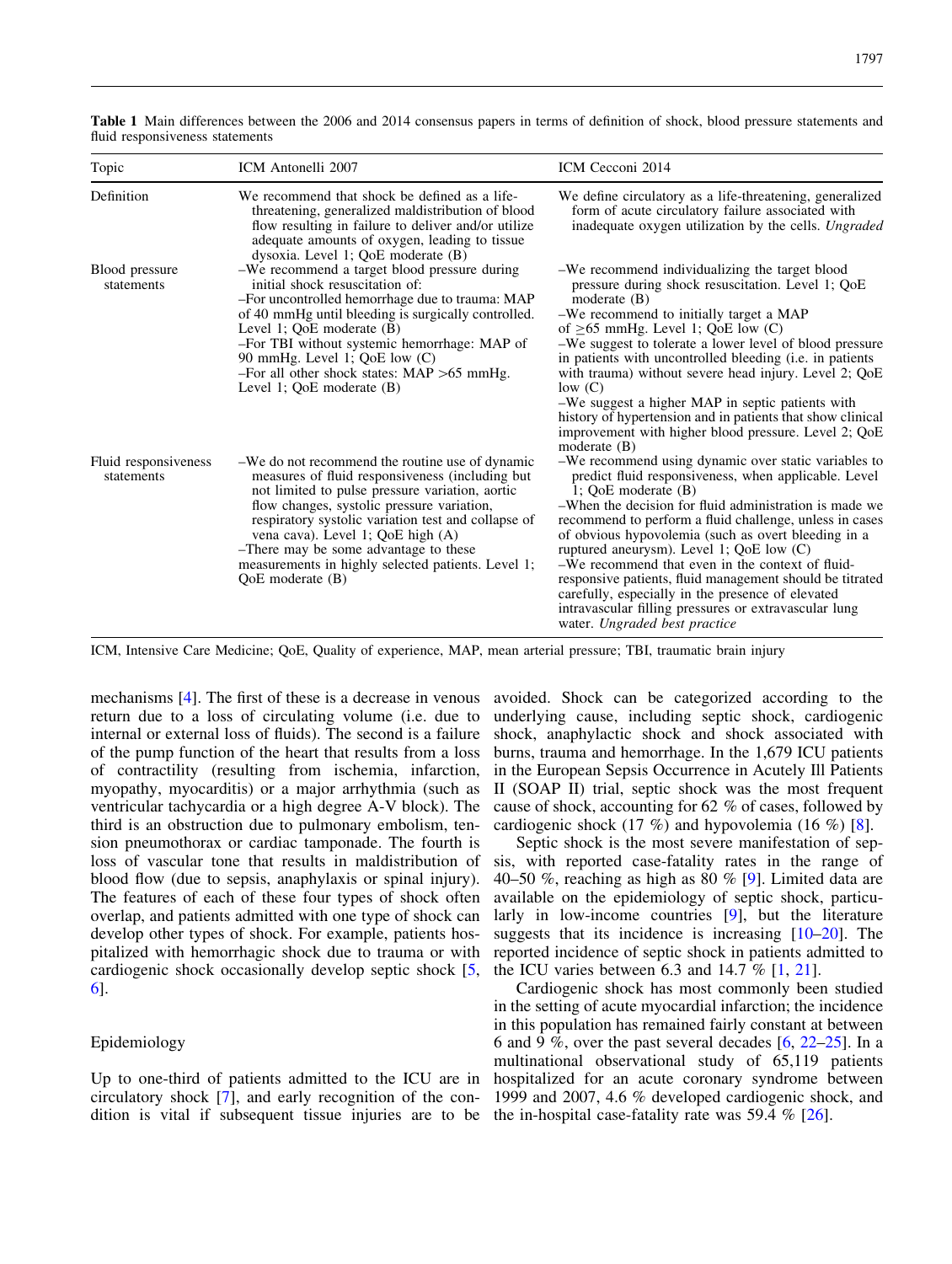Table 1 Main differences between the 2006 and 2014 consensus papers in terms of definition of shock, blood pressure statements and fluid responsiveness statements

| Topic | ICM Antonelli 2007 | ICM Cecconi 2014 |
|---|---|---|
| Definition | We recommend that shock be defined as a life-threatening, generalized maldistribution of blood flow resulting in failure to deliver and/or utilize adequate amounts of oxygen, leading to tissue dysoxia. Level 1; QoE moderate (B) | We define circulatory as a life-threatening, generalized form of acute circulatory failure associated with inadequate oxygen utilization by the cells. *Ungraded* |
| Blood pressure statements | –We recommend a target blood pressure during initial shock resuscitation of:<br>–For uncontrolled hemorrhage due to trauma: MAP of 40 mmHg until bleeding is surgically controlled. Level 1; QoE moderate (B)<br>–For TBI without systemic hemorrhage: MAP of 90 mmHg. Level 1; QoE low (C)<br>–For all other shock states: MAP >65 mmHg. Level 1; QoE moderate (B) | –We recommend individualizing the target blood pressure during shock resuscitation. Level 1; QoE moderate (B)<br>–We recommend to initially target a MAP of ≥65 mmHg. Level 1; QoE low (C)<br>–We suggest to tolerate a lower level of blood pressure in patients with uncontrolled bleeding (i.e. in patients with trauma) without severe head injury. Level 2; QoE low (C)<br>–We suggest a higher MAP in septic patients with history of hypertension and in patients that show clinical improvement with higher blood pressure. Level 2; QoE moderate (B) |
| Fluid responsiveness statements | –We do not recommend the routine use of dynamic measures of fluid responsiveness (including but not limited to pulse pressure variation, aortic flow changes, systolic pressure variation, respiratory systolic variation test and collapse of vena cava). Level 1; QoE high (A)<br>–There may be some advantage to these measurements in highly selected patients. Level 1; QoE moderate (B) | –We recommend using dynamic over static variables to predict fluid responsiveness, when applicable. Level 1; QoE moderate (B)<br>–When the decision for fluid administration is made we recommend to perform a fluid challenge, unless in cases of obvious hypovolemia (such as overt bleeding in a ruptured aneurysm). Level 1; QoE low (C)<br>–We recommend that even in the context of fluid-responsive patients, fluid management should be titrated carefully, especially in the presence of elevated intravascular filling pressures or extravascular lung water. *Ungraded best practice* |

ICM, Intensive Care Medicine; QoE, Quality of experience, MAP, mean arterial pressure; TBI, traumatic brain injury

mechanisms [4]. The first of these is a decrease in venous return due to a loss of circulating volume (i.e. due to internal or external loss of fluids). The second is a failure of the pump function of the heart that results from a loss of contractility (resulting from ischemia, infarction, myopathy, myocarditis) or a major arrhythmia (such as ventricular tachycardia or a high degree A-V block). The third is an obstruction due to pulmonary embolism, tension pneumothorax or cardiac tamponade. The fourth is loss of vascular tone that results in maldistribution of blood flow (due to sepsis, anaphylaxis or spinal injury). The features of each of these four types of shock often overlap, and patients admitted with one type of shock can develop other types of shock. For example, patients hospitalized with hemorrhagic shock due to trauma or with cardiogenic shock occasionally develop septic shock [5, 6].

## Epidemiology

Up to one-third of patients admitted to the ICU are in circulatory shock [7], and early recognition of the condition is vital if subsequent tissue injuries are to be avoided. Shock can be categorized according to the underlying cause, including septic shock, cardiogenic shock, anaphylactic shock and shock associated with burns, trauma and hemorrhage. In the 1,679 ICU patients in the European Sepsis Occurrence in Acutely Ill Patients II (SOAP II) trial, septic shock was the most frequent cause of shock, accounting for 62 % of cases, followed by cardiogenic shock (17 %) and hypovolemia (16 %) [8].

Septic shock is the most severe manifestation of sepsis, with reported case-fatality rates in the range of 40–50 %, reaching as high as 80 % [9]. Limited data are available on the epidemiology of septic shock, particularly in low-income countries [9], but the literature suggests that its incidence is increasing [10–20]. The reported incidence of septic shock in patients admitted to the ICU varies between 6.3 and 14.7 % [1, 21].

Cardiogenic shock has most commonly been studied in the setting of acute myocardial infarction; the incidence in this population has remained fairly constant at between 6 and 9 %, over the past several decades [6, 22–25]. In a multinational observational study of 65,119 patients hospitalized for an acute coronary syndrome between 1999 and 2007, 4.6 % developed cardiogenic shock, and the in-hospital case-fatality rate was 59.4 % [26].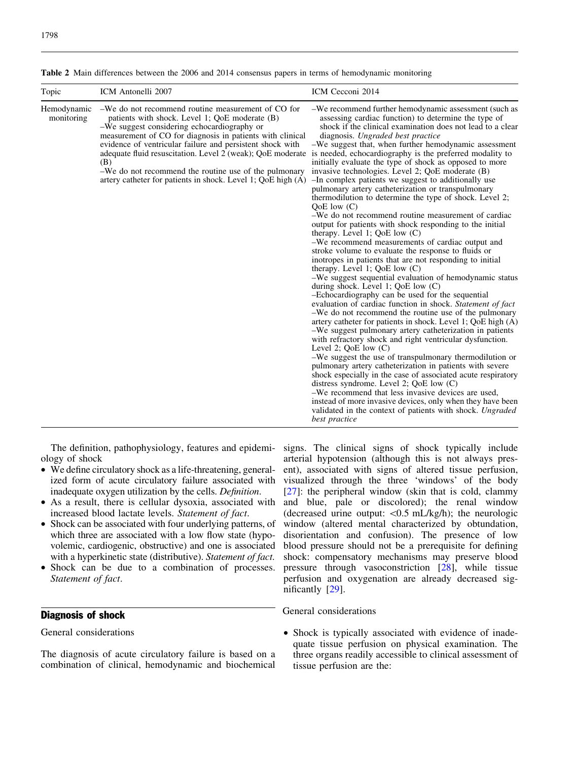**Table 2** Main differences between the 2006 and 2014 consensus papers in terms of hemodynamic monitoring

| Topic | ICM Antonelli 2007 | ICM Cecconi 2014 |
|---|---|---|
| Hemodynamic monitoring | –We do not recommend routine measurement of CO for patients with shock. Level 1; QoE moderate (B) –We suggest considering echocardiography or measurement of CO for diagnosis in patients with clinical evidence of ventricular failure and persistent shock with adequate fluid resuscitation. Level 2 (weak); QoE moderate (B) –We do not recommend the routine use of the pulmonary artery catheter for patients in shock. Level 1; QoE high (A) | –We recommend further hemodynamic assessment (such as assessing cardiac function) to determine the type of shock if the clinical examination does not lead to a clear diagnosis. *Ungraded best practice* –We suggest that, when further hemodynamic assessment is needed, echocardiography is the preferred modality to initially evaluate the type of shock as opposed to more invasive technologies. Level 2; QoE moderate (B) –In complex patients we suggest to additionally use pulmonary artery catheterization or transpulmonary thermodilution to determine the type of shock. Level 2; QoE low (C) –We do not recommend routine measurement of cardiac output for patients with shock responding to the initial therapy. Level 1; QoE low (C) –We recommend measurements of cardiac output and stroke volume to evaluate the response to fluids or inotropes in patients that are not responding to initial therapy. Level 1; QoE low (C) –We suggest sequential evaluation of hemodynamic status during shock. Level 1; QoE low (C) –Echocardiography can be used for the sequential evaluation of cardiac function in shock. *Statement of fact* –We do not recommend the routine use of the pulmonary artery catheter for patients in shock. Level 1; QoE high (A) –We suggest pulmonary artery catheterization in patients with refractory shock and right ventricular dysfunction. Level 2; QoE low (C) –We suggest the use of transpulmonary thermodilution or pulmonary artery catheterization in patients with severe shock especially in the case of associated acute respiratory distress syndrome. Level 2; QoE low (C) –We recommend that less invasive devices are used, instead of more invasive devices, only when they have been validated in the context of patients with shock. *Ungraded best practice* |

The definition, pathophysiology, features and epidemiology of shock

- We define circulatory shock as a life-threatening, generalized form of acute circulatory failure associated with inadequate oxygen utilization by the cells. *Definition*.
- As a result, there is cellular dysoxia, associated with increased blood lactate levels. *Statement of fact*.
- Shock can be associated with four underlying patterns, of which three are associated with a low flow state (hypovolemic, cardiogenic, obstructive) and one is associated with a hyperkinetic state (distributive). *Statement of fact*.
- Shock can be due to a combination of processes. *Statement of fact*.

## Diagnosis of shock

General considerations

The diagnosis of acute circulatory failure is based on a combination of clinical, hemodynamic and biochemical signs. The clinical signs of shock typically include arterial hypotension (although this is not always present), associated with signs of altered tissue perfusion, visualized through the three 'windows' of the body [27]: the peripheral window (skin that is cold, clammy and blue, pale or discolored); the renal window (decreased urine output: <0.5 mL/kg/h); the neurologic window (altered mental characterized by obtundation, disorientation and confusion). The presence of low blood pressure should not be a prerequisite for defining shock: compensatory mechanisms may preserve blood pressure through vasoconstriction [28], while tissue perfusion and oxygenation are already decreased significantly [29].

General considerations

- Shock is typically associated with evidence of inadequate tissue perfusion on physical examination. The three organs readily accessible to clinical assessment of tissue perfusion are the: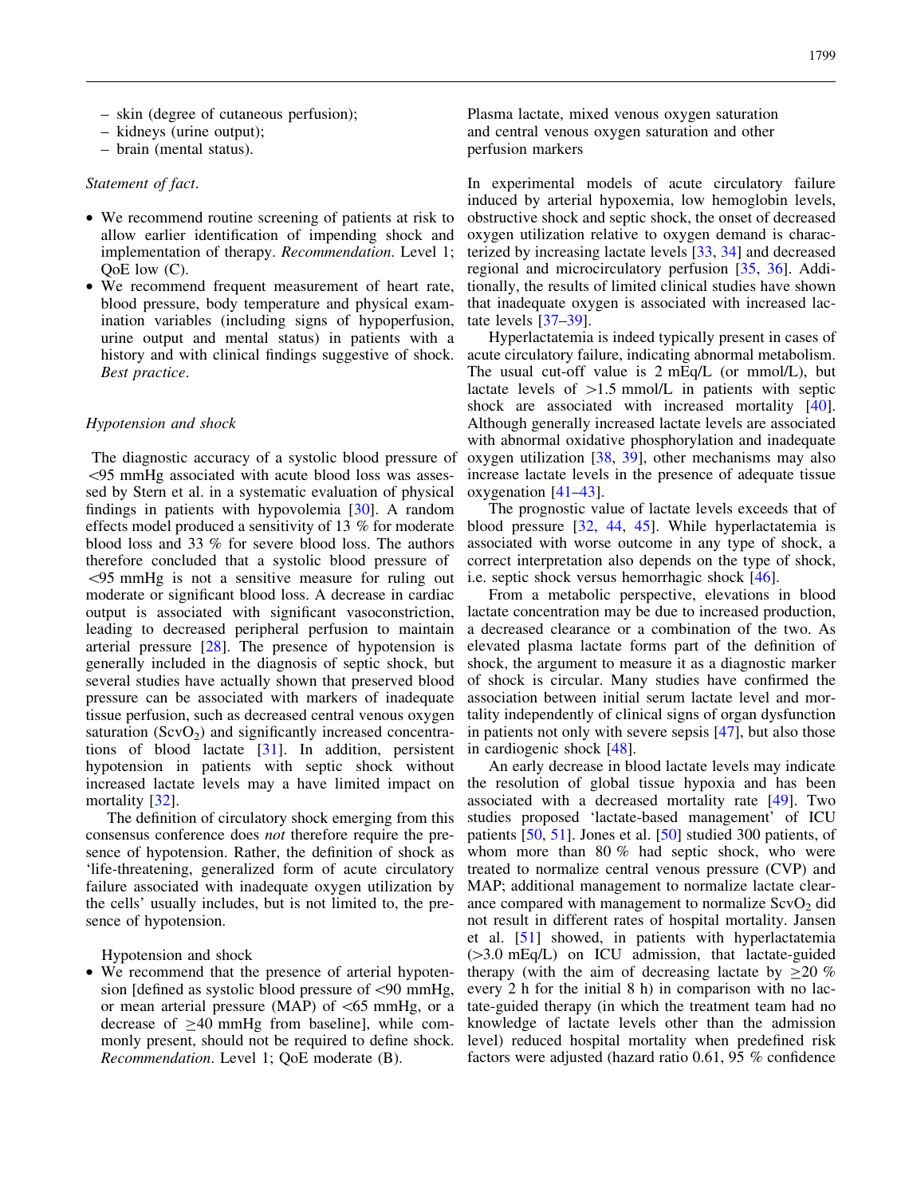- skin (degree of cutaneous perfusion);
- kidneys (urine output);
- brain (mental status).

*Statement of fact*.

- We recommend routine screening of patients at risk to allow earlier identification of impending shock and implementation of therapy. *Recommendation*. Level 1; QoE low (C).
- We recommend frequent measurement of heart rate, blood pressure, body temperature and physical examination variables (including signs of hypoperfusion, urine output and mental status) in patients with a history and with clinical findings suggestive of shock. *Best practice*.

### *Hypotension and shock*

The diagnostic accuracy of a systolic blood pressure of <95 mmHg associated with acute blood loss was assessed by Stern et al. in a systematic evaluation of physical findings in patients with hypovolemia [30]. A random effects model produced a sensitivity of 13 % for moderate blood loss and 33 % for severe blood loss. The authors therefore concluded that a systolic blood pressure of <95 mmHg is not a sensitive measure for ruling out moderate or significant blood loss. A decrease in cardiac output is associated with significant vasoconstriction, leading to decreased peripheral perfusion to maintain arterial pressure [28]. The presence of hypotension is generally included in the diagnosis of septic shock, but several studies have actually shown that preserved blood pressure can be associated with markers of inadequate tissue perfusion, such as decreased central venous oxygen saturation ($ScvO_2$) and significantly increased concentrations of blood lactate [31]. In addition, persistent hypotension in patients with septic shock without increased lactate levels may a have limited impact on mortality [32].

The definition of circulatory shock emerging from this consensus conference does *not* therefore require the presence of hypotension. Rather, the definition of shock as 'life-threatening, generalized form of acute circulatory failure associated with inadequate oxygen utilization by the cells' usually includes, but is not limited to, the presence of hypotension.

Hypotension and shock

- We recommend that the presence of arterial hypotension [defined as systolic blood pressure of <90 mmHg, or mean arterial pressure (MAP) of <65 mmHg, or a decrease of ≥40 mmHg from baseline], while commonly present, should not be required to define shock. *Recommendation*. Level 1; QoE moderate (B).

### Plasma lactate, mixed venous oxygen saturation and central venous oxygen saturation and other perfusion markers

In experimental models of acute circulatory failure induced by arterial hypoxemia, low hemoglobin levels, obstructive shock and septic shock, the onset of decreased oxygen utilization relative to oxygen demand is characterized by increasing lactate levels [33, 34] and decreased regional and microcirculatory perfusion [35, 36]. Additionally, the results of limited clinical studies have shown that inadequate oxygen is associated with increased lactate levels [37–39].

Hyperlactatemia is indeed typically present in cases of acute circulatory failure, indicating abnormal metabolism. The usual cut-off value is 2 mEq/L (or mmol/L), but lactate levels of >1.5 mmol/L in patients with septic shock are associated with increased mortality [40]. Although generally increased lactate levels are associated with abnormal oxidative phosphorylation and inadequate oxygen utilization [38, 39], other mechanisms may also increase lactate levels in the presence of adequate tissue oxygenation [41–43].

The prognostic value of lactate levels exceeds that of blood pressure [32, 44, 45]. While hyperlactatemia is associated with worse outcome in any type of shock, a correct interpretation also depends on the type of shock, i.e. septic shock versus hemorrhagic shock [46].

From a metabolic perspective, elevations in blood lactate concentration may be due to increased production, a decreased clearance or a combination of the two. As elevated plasma lactate forms part of the definition of shock, the argument to measure it as a diagnostic marker of shock is circular. Many studies have confirmed the association between initial serum lactate level and mortality independently of clinical signs of organ dysfunction in patients not only with severe sepsis [47], but also those in cardiogenic shock [48].

An early decrease in blood lactate levels may indicate the resolution of global tissue hypoxia and has been associated with a decreased mortality rate [49]. Two studies proposed 'lactate-based management' of ICU patients [50, 51]. Jones et al. [50] studied 300 patients, of whom more than 80 % had septic shock, who were treated to normalize central venous pressure (CVP) and MAP; additional management to normalize lactate clearance compared with management to normalize $ScvO_2$ did not result in different rates of hospital mortality. Jansen et al. [51] showed, in patients with hyperlactatemia (>3.0 mEq/L) on ICU admission, that lactate-guided therapy (with the aim of decreasing lactate by ≥20 % every 2 h for the initial 8 h) in comparison with no lactate-guided therapy (in which the treatment team had no knowledge of lactate levels other than the admission level) reduced hospital mortality when predefined risk factors were adjusted (hazard ratio 0.61, 95 % confidence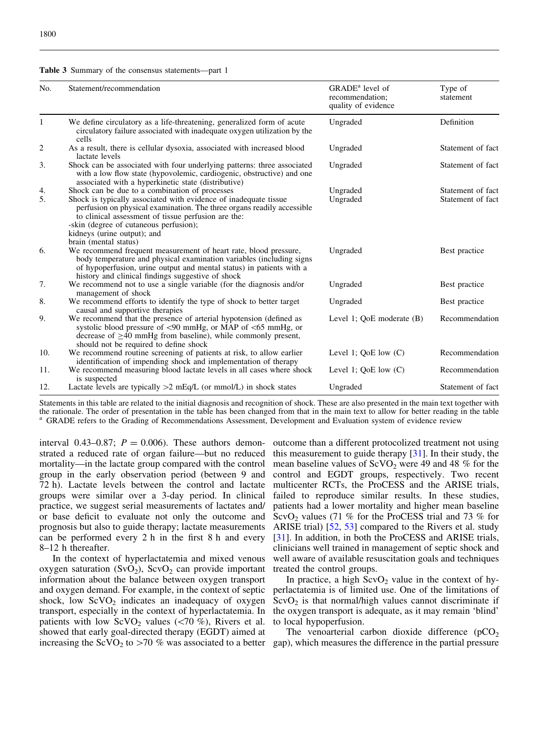**Table 3** Summary of the consensus statements—part 1

| No. | Statement/recommendation | GRADE[a] level of recommendation; quality of evidence | Type of statement |
|---|---|---|---|
| 1 | We define circulatory as a life-threatening, generalized form of acute circulatory failure associated with inadequate oxygen utilization by the cells | Ungraded | Definition |
| 2 | As a result, there is cellular dysoxia, associated with increased blood lactate levels | Ungraded | Statement of fact |
| 3. | Shock can be associated with four underlying patterns: three associated with a low flow state (hypovolemic, cardiogenic, obstructive) and one associated with a hyperkinetic state (distributive) | Ungraded | Statement of fact |
| 4. | Shock can be due to a combination of processes | Ungraded | Statement of fact |
| 5. | Shock is typically associated with evidence of inadequate tissue perfusion on physical examination. The three organs readily accessible to clinical assessment of tissue perfusion are the: -skin (degree of cutaneous perfusion); kidneys (urine output); and brain (mental status) | Ungraded | Statement of fact |
| 6. | We recommend frequent measurement of heart rate, blood pressure, body temperature and physical examination variables (including signs of hypoperfusion, urine output and mental status) in patients with a history and clinical findings suggestive of shock | Ungraded | Best practice |
| 7. | We recommend not to use a single variable (for the diagnosis and/or management of shock | Ungraded | Best practice |
| 8. | We recommend efforts to identify the type of shock to better target causal and supportive therapies | Ungraded | Best practice |
| 9. | We recommend that the presence of arterial hypotension (defined as systolic blood pressure of <90 mmHg, or MAP of <65 mmHg, or decrease of ≥40 mmHg from baseline), while commonly present, should not be required to define shock | Level 1; QoE moderate (B) | Recommendation |
| 10. | We recommend routine screening of patients at risk, to allow earlier identification of impending shock and implementation of therapy | Level 1; QoE low (C) | Recommendation |
| 11. | We recommend measuring blood lactate levels in all cases where shock is suspected | Level 1; QoE low (C) | Recommendation |
| 12. | Lactate levels are typically >2 mEq/L (or mmol/L) in shock states | Ungraded | Statement of fact |

Statements in this table are related to the initial diagnosis and recognition of shock. These are also presented in the main text together with the rationale. The order of presentation in the table has been changed from that in the main text to allow for better reading in the table
[a] GRADE refers to the Grading of Recommendations Assessment, Development and Evaluation system of evidence review

interval 0.43–0.87; $P = 0.006$). These authors demonstrated a reduced rate of organ failure—but no reduced mortality—in the lactate group compared with the control group in the early observation period (between 9 and 72 h). Lactate levels between the control and lactate groups were similar over a 3-day period. In clinical practice, we suggest serial measurements of lactates and/or base deficit to evaluate not only the outcome and prognosis but also to guide therapy; lactate measurements can be performed every 2 h in the first 8 h and every 8–12 h thereafter.

In the context of hyperlactatemia and mixed venous oxygen saturation ($SvO_2$), $ScvO_2$ can provide important information about the balance between oxygen transport and oxygen demand. For example, in the context of septic shock, low $ScVO_2$ indicates an inadequacy of oxygen transport, especially in the context of hyperlactatemia. In patients with low $ScVO_2$ values (<70 %), Rivers et al. showed that early goal-directed therapy (EGDT) aimed at increasing the $ScVO_2$ to >70 % was associated to a better outcome than a different protocolized treatment not using this measurement to guide therapy [31]. In their study, the mean baseline values of $ScVO_2$ were 49 and 48 % for the control and EGDT groups, respectively. Two recent multicenter RCTs, the ProCESS and the ARISE trials, failed to reproduce similar results. In these studies, patients had a lower mortality and higher mean baseline $ScvO_2$ values (71 % for the ProCESS trial and 73 % for ARISE trial) [52, 53] compared to the Rivers et al. study [31]. In addition, in both the ProCESS and ARISE trials, clinicians well trained in management of septic shock and well aware of available resuscitation goals and techniques treated the control groups.

In practice, a high $ScvO_2$ value in the context of hyperlactatemia is of limited use. One of the limitations of $ScvO_2$ is that normal/high values cannot discriminate if the oxygen transport is adequate, as it may remain 'blind' to local hypoperfusion.

The venoarterial carbon dioxide difference ($pCO_2$ gap), which measures the difference in the partial pressure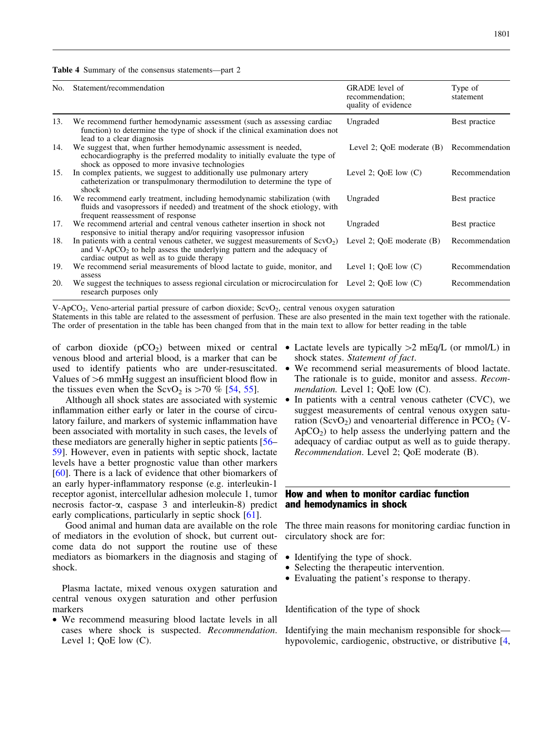**Table 4** Summary of the consensus statements—part 2

| No. | Statement/recommendation | GRADE level of recommendation; quality of evidence | Type of statement |
|---|---|---|---|
| 13. | We recommend further hemodynamic assessment (such as assessing cardiac function) to determine the type of shock if the clinical examination does not lead to a clear diagnosis | Ungraded | Best practice |
| 14. | We suggest that, when further hemodynamic assessment is needed, echocardiography is the preferred modality to initially evaluate the type of shock as opposed to more invasive technologies | Level 2; QoE moderate (B) | Recommendation |
| 15. | In complex patients, we suggest to additionally use pulmonary artery catheterization or transpulmonary thermodilution to determine the type of shock | Level 2; QoE low (C) | Recommendation |
| 16. | We recommend early treatment, including hemodynamic stabilization (with fluids and vasopressors if needed) and treatment of the shock etiology, with frequent reassessment of response | Ungraded | Best practice |
| 17. | We recommend arterial and central venous catheter insertion in shock not responsive to initial therapy and/or requiring vasopressor infusion | Ungraded | Best practice |
| 18. | In patients with a central venous catheter, we suggest measurements of $ScvO_2$ and V-$ApCO_2$ to help assess the underlying pattern and the adequacy of cardiac output as well as to guide therapy | Level 2; QoE moderate (B) | Recommendation |
| 19. | We recommend serial measurements of blood lactate to guide, monitor, and assess | Level 1; QoE low (C) | Recommendation |
| 20. | We suggest the techniques to assess regional circulation or microcirculation for research purposes only | Level 2; QoE low (C) | Recommendation |

V-$ApCO_2$, Veno-arterial partial pressure of carbon dioxide; $ScvO_2$, central venous oxygen saturation
Statements in this table are related to the assessment of perfusion. These are also presented in the main text together with the rationale. The order of presentation in the table has been changed from that in the main text to allow for better reading in the table

of carbon dioxide ($pCO_2$) between mixed or central venous blood and arterial blood, is a marker that can be used to identify patients who are under-resuscitated. Values of >6 mmHg suggest an insufficient blood flow in the tissues even when the $ScvO_2$ is >70 % [54, 55].

Although all shock states are associated with systemic inflammation either early or later in the course of circulatory failure, and markers of systemic inflammation have been associated with mortality in such cases, the levels of these mediators are generally higher in septic patients [56–59]. However, even in patients with septic shock, lactate levels have a better prognostic value than other markers [60]. There is a lack of evidence that other biomarkers of an early hyper-inflammatory response (e.g. interleukin-1 receptor agonist, intercellular adhesion molecule 1, tumor necrosis factor-α, caspase 3 and interleukin-8) predict early complications, particularly in septic shock [61].

Good animal and human data are available on the role of mediators in the evolution of shock, but current outcome data do not support the routine use of these mediators as biomarkers in the diagnosis and staging of shock.

Plasma lactate, mixed venous oxygen saturation and central venous oxygen saturation and other perfusion markers

- We recommend measuring blood lactate levels in all cases where shock is suspected. *Recommendation*. Level 1; QoE low (C).
- Lactate levels are typically >2 mEq/L (or mmol/L) in shock states. *Statement of fact*.
- We recommend serial measurements of blood lactate. The rationale is to guide, monitor and assess. *Recommendation.* Level 1; QoE low (C).
- In patients with a central venous catheter (CVC), we suggest measurements of central venous oxygen saturation ($ScvO_2$) and venoarterial difference in $PCO_2$ (V-$ApCO_2$) to help assess the underlying pattern and the adequacy of cardiac output as well as to guide therapy. *Recommendation*. Level 2; QoE moderate (B).

## How and when to monitor cardiac function and hemodynamics in shock

The three main reasons for monitoring cardiac function in circulatory shock are for:

- Identifying the type of shock.
- Selecting the therapeutic intervention.
- Evaluating the patient's response to therapy.

### Identification of the type of shock

Identifying the main mechanism responsible for shock—hypovolemic, cardiogenic, obstructive, or distributive [4,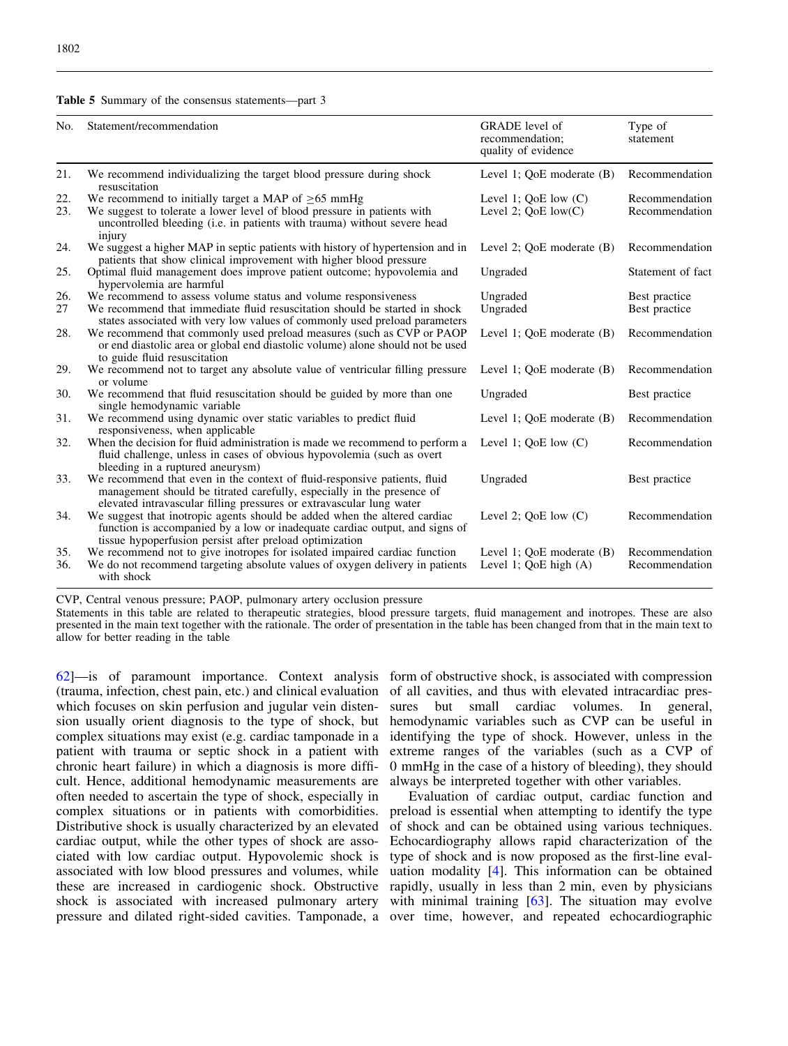**Table 5** Summary of the consensus statements—part 3

| No. | Statement/recommendation | GRADE level of recommendation; quality of evidence | Type of statement |
|---|---|---|---|
| 21. | We recommend individualizing the target blood pressure during shock resuscitation | Level 1; QoE moderate (B) | Recommendation |
| 22. | We recommend to initially target a MAP of ≥65 mmHg | Level 1; QoE low (C) | Recommendation |
| 23. | We suggest to tolerate a lower level of blood pressure in patients with uncontrolled bleeding (i.e. in patients with trauma) without severe head injury | Level 2; QoE low(C) | Recommendation |
| 24. | We suggest a higher MAP in septic patients with history of hypertension and in patients that show clinical improvement with higher blood pressure | Level 2; QoE moderate (B) | Recommendation |
| 25. | Optimal fluid management does improve patient outcome; hypovolemia and hypervolemia are harmful | Ungraded | Statement of fact |
| 26. | We recommend to assess volume status and volume responsiveness | Ungraded | Best practice |
| 27 | We recommend that immediate fluid resuscitation should be started in shock states associated with very low values of commonly used preload parameters | Ungraded | Best practice |
| 28. | We recommend that commonly used preload measures (such as CVP or PAOP or end diastolic area or global end diastolic volume) alone should not be used to guide fluid resuscitation | Level 1; QoE moderate (B) | Recommendation |
| 29. | We recommend not to target any absolute value of ventricular filling pressure or volume | Level 1; QoE moderate (B) | Recommendation |
| 30. | We recommend that fluid resuscitation should be guided by more than one single hemodynamic variable | Ungraded | Best practice |
| 31. | We recommend using dynamic over static variables to predict fluid responsiveness, when applicable | Level 1; QoE moderate (B) | Recommendation |
| 32. | When the decision for fluid administration is made we recommend to perform a fluid challenge, unless in cases of obvious hypovolemia (such as overt bleeding in a ruptured aneurysm) | Level 1; QoE low (C) | Recommendation |
| 33. | We recommend that even in the context of fluid-responsive patients, fluid management should be titrated carefully, especially in the presence of elevated intravascular filling pressures or extravascular lung water | Ungraded | Best practice |
| 34. | We suggest that inotropic agents should be added when the altered cardiac function is accompanied by a low or inadequate cardiac output, and signs of tissue hypoperfusion persist after preload optimization | Level 2; QoE low (C) | Recommendation |
| 35. | We recommend not to give inotropes for isolated impaired cardiac function | Level 1; QoE moderate (B) | Recommendation |
| 36. | We do not recommend targeting absolute values of oxygen delivery in patients with shock | Level 1; QoE high (A) | Recommendation |

CVP, Central venous pressure; PAOP, pulmonary artery occlusion pressure

Statements in this table are related to therapeutic strategies, blood pressure targets, fluid management and inotropes. These are also presented in the main text together with the rationale. The order of presentation in the table has been changed from that in the main text to allow for better reading in the table

62]—is of paramount importance. Context analysis (trauma, infection, chest pain, etc.) and clinical evaluation which focuses on skin perfusion and jugular vein distension usually orient diagnosis to the type of shock, but complex situations may exist (e.g. cardiac tamponade in a patient with trauma or septic shock in a patient with chronic heart failure) in which a diagnosis is more difficult. Hence, additional hemodynamic measurements are often needed to ascertain the type of shock, especially in complex situations or in patients with comorbidities. Distributive shock is usually characterized by an elevated cardiac output, while the other types of shock are associated with low cardiac output. Hypovolemic shock is associated with low blood pressures and volumes, while these are increased in cardiogenic shock. Obstructive shock is associated with increased pulmonary artery pressure and dilated right-sided cavities. Tamponade, a form of obstructive shock, is associated with compression of all cavities, and thus with elevated intracardiac pressures but small cardiac volumes. In general, hemodynamic variables such as CVP can be useful in identifying the type of shock. However, unless in the extreme ranges of the variables (such as a CVP of 0 mmHg in the case of a history of bleeding), they should always be interpreted together with other variables.

Evaluation of cardiac output, cardiac function and preload is essential when attempting to identify the type of shock and can be obtained using various techniques. Echocardiography allows rapid characterization of the type of shock and is now proposed as the first-line evaluation modality [4]. This information can be obtained rapidly, usually in less than 2 min, even by physicians with minimal training [63]. The situation may evolve over time, however, and repeated echocardiographic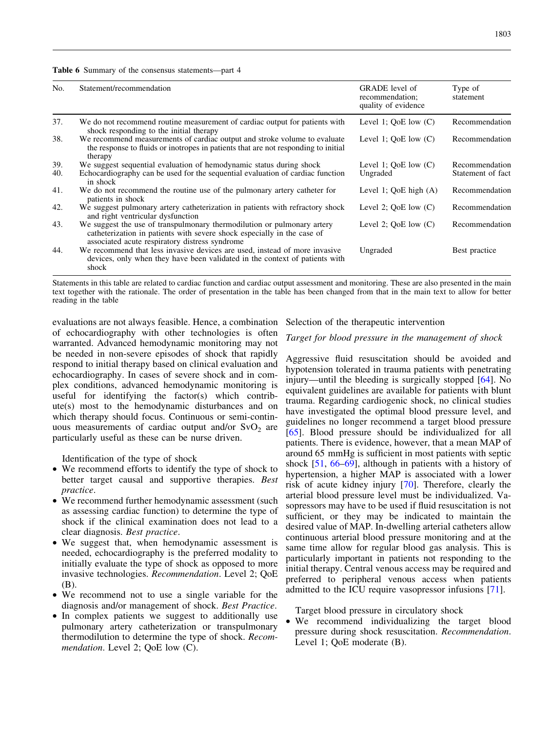**Table 6** Summary of the consensus statements—part 4

| No. | Statement/recommendation | GRADE level of recommendation; quality of evidence | Type of statement |
|---|---|---|---|
| 37. | We do not recommend routine measurement of cardiac output for patients with shock responding to the initial therapy | Level 1; QoE low (C) | Recommendation |
| 38. | We recommend measurements of cardiac output and stroke volume to evaluate the response to fluids or inotropes in patients that are not responding to initial therapy | Level 1; QoE low (C) | Recommendation |
| 39. | We suggest sequential evaluation of hemodynamic status during shock | Level 1; QoE low (C) | Recommendation |
| 40. | Echocardiography can be used for the sequential evaluation of cardiac function in shock | Ungraded | Statement of fact |
| 41. | We do not recommend the routine use of the pulmonary artery catheter for patients in shock | Level 1; QoE high (A) | Recommendation |
| 42. | We suggest pulmonary artery catheterization in patients with refractory shock and right ventricular dysfunction | Level 2; QoE low (C) | Recommendation |
| 43. | We suggest the use of transpulmonary thermodilution or pulmonary artery catheterization in patients with severe shock especially in the case of associated acute respiratory distress syndrome | Level 2; QoE low (C) | Recommendation |
| 44. | We recommend that less invasive devices are used, instead of more invasive devices, only when they have been validated in the context of patients with shock | Ungraded | Best practice |

Statements in this table are related to cardiac function and cardiac output assessment and monitoring. These are also presented in the main text together with the rationale. The order of presentation in the table has been changed from that in the main text to allow for better reading in the table

evaluations are not always feasible. Hence, a combination of echocardiography with other technologies is often warranted. Advanced hemodynamic monitoring may not be needed in non-severe episodes of shock that rapidly respond to initial therapy based on clinical evaluation and echocardiography. In cases of severe shock and in complex conditions, advanced hemodynamic monitoring is useful for identifying the factor(s) which contribute(s) most to the hemodynamic disturbances and on which therapy should focus. Continuous or semi-continuous measurements of cardiac output and/or $SvO_2$ are particularly useful as these can be nurse driven.

Identification of the type of shock

- We recommend efforts to identify the type of shock to better target causal and supportive therapies. *Best practice*.
- We recommend further hemodynamic assessment (such as assessing cardiac function) to determine the type of shock if the clinical examination does not lead to a clear diagnosis. *Best practice*.
- We suggest that, when hemodynamic assessment is needed, echocardiography is the preferred modality to initially evaluate the type of shock as opposed to more invasive technologies. *Recommendation*. Level 2; QoE (B).
- We recommend not to use a single variable for the diagnosis and/or management of shock. *Best Practice*.
- In complex patients we suggest to additionally use pulmonary artery catheterization or transpulmonary thermodilution to determine the type of shock. *Recommendation*. Level 2; QoE low (C).

## Selection of the therapeutic intervention

### *Target for blood pressure in the management of shock*

Aggressive fluid resuscitation should be avoided and hypotension tolerated in trauma patients with penetrating injury—until the bleeding is surgically stopped [64]. No equivalent guidelines are available for patients with blunt trauma. Regarding cardiogenic shock, no clinical studies have investigated the optimal blood pressure level, and guidelines no longer recommend a target blood pressure [65]. Blood pressure should be individualized for all patients. There is evidence, however, that a mean MAP of around 65 mmHg is sufficient in most patients with septic shock [51, 66–69], although in patients with a history of hypertension, a higher MAP is associated with a lower risk of acute kidney injury [70]. Therefore, clearly the arterial blood pressure level must be individualized. Vasopressors may have to be used if fluid resuscitation is not sufficient, or they may be indicated to maintain the desired value of MAP. In-dwelling arterial catheters allow continuous arterial blood pressure monitoring and at the same time allow for regular blood gas analysis. This is particularly important in patients not responding to the initial therapy. Central venous access may be required and preferred to peripheral venous access when patients admitted to the ICU require vasopressor infusions [71].

Target blood pressure in circulatory shock

- We recommend individualizing the target blood pressure during shock resuscitation. *Recommendation*. Level 1; QoE moderate (B).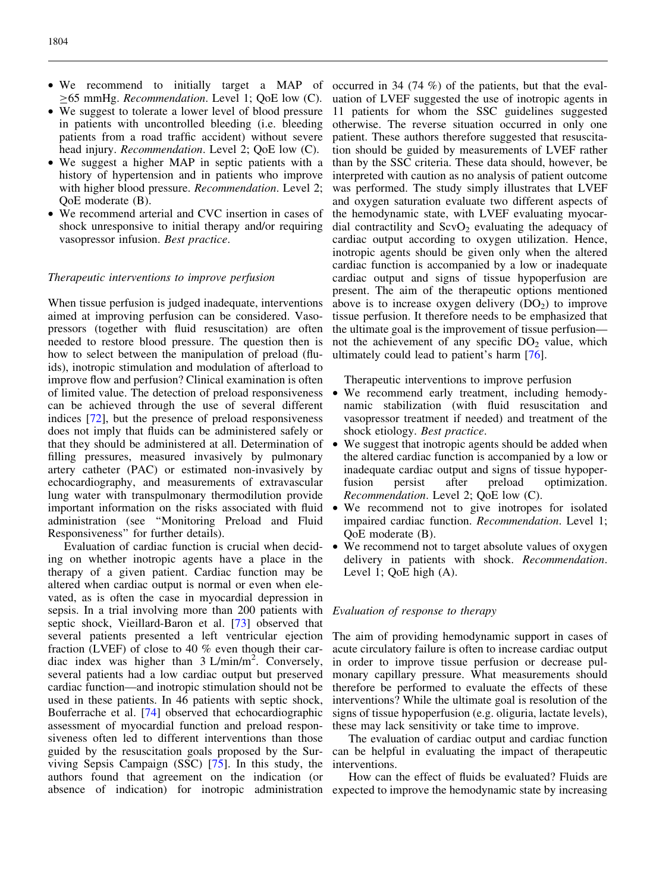- We recommend to initially target a MAP of ≥65 mmHg. *Recommendation*. Level 1; QoE low (C).
- We suggest to tolerate a lower level of blood pressure in patients with uncontrolled bleeding (i.e. bleeding patients from a road traffic accident) without severe head injury. *Recommendation*. Level 2; QoE low (C).
- We suggest a higher MAP in septic patients with a history of hypertension and in patients who improve with higher blood pressure. *Recommendation*. Level 2; QoE moderate (B).
- We recommend arterial and CVC insertion in cases of shock unresponsive to initial therapy and/or requiring vasopressor infusion. *Best practice*.

### *Therapeutic interventions to improve perfusion*

When tissue perfusion is judged inadequate, interventions aimed at improving perfusion can be considered. Vasopressors (together with fluid resuscitation) are often needed to restore blood pressure. The question then is how to select between the manipulation of preload (fluids), inotropic stimulation and modulation of afterload to improve flow and perfusion? Clinical examination is often of limited value. The detection of preload responsiveness can be achieved through the use of several different indices [72], but the presence of preload responsiveness does not imply that fluids can be administered safely or that they should be administered at all. Determination of filling pressures, measured invasively by pulmonary artery catheter (PAC) or estimated non-invasively by echocardiography, and measurements of extravascular lung water with transpulmonary thermodilution provide important information on the risks associated with fluid administration (see "Monitoring Preload and Fluid Responsiveness" for further details).

Evaluation of cardiac function is crucial when deciding on whether inotropic agents have a place in the therapy of a given patient. Cardiac function may be altered when cardiac output is normal or even when elevated, as is often the case in myocardial depression in sepsis. In a trial involving more than 200 patients with septic shock, Vieillard-Baron et al. [73] observed that several patients presented a left ventricular ejection fraction (LVEF) of close to 40 % even though their cardiac index was higher than 3 L/min/m$^2$. Conversely, several patients had a low cardiac output but preserved cardiac function—and inotropic stimulation should not be used in these patients. In 46 patients with septic shock, Bouferrache et al. [74] observed that echocardiographic assessment of myocardial function and preload responsiveness often led to different interventions than those guided by the resuscitation goals proposed by the Surviving Sepsis Campaign (SSC) [75]. In this study, the authors found that agreement on the indication (or absence of indication) for inotropic administration occurred in 34 (74 %) of the patients, but that the evaluation of LVEF suggested the use of inotropic agents in 11 patients for whom the SSC guidelines suggested otherwise. The reverse situation occurred in only one patient. These authors therefore suggested that resuscitation should be guided by measurements of LVEF rather than by the SSC criteria. These data should, however, be interpreted with caution as no analysis of patient outcome was performed. The study simply illustrates that LVEF and oxygen saturation evaluate two different aspects of the hemodynamic state, with LVEF evaluating myocardial contractility and $ScvO_2$ evaluating the adequacy of cardiac output according to oxygen utilization. Hence, inotropic agents should be given only when the altered cardiac function is accompanied by a low or inadequate cardiac output and signs of tissue hypoperfusion are present. The aim of the therapeutic options mentioned above is to increase oxygen delivery ($DO_2$) to improve tissue perfusion. It therefore needs to be emphasized that the ultimate goal is the improvement of tissue perfusion—not the achievement of any specific $DO_2$ value, which ultimately could lead to patient's harm [76].

Therapeutic interventions to improve perfusion

- We recommend early treatment, including hemodynamic stabilization (with fluid resuscitation and vasopressor treatment if needed) and treatment of the shock etiology. *Best practice*.
- We suggest that inotropic agents should be added when the altered cardiac function is accompanied by a low or inadequate cardiac output and signs of tissue hypoperfusion persist after preload optimization. *Recommendation*. Level 2; QoE low (C).
- We recommend not to give inotropes for isolated impaired cardiac function. *Recommendation*. Level 1; QoE moderate (B).
- We recommend not to target absolute values of oxygen delivery in patients with shock. *Recommendation*. Level 1; QoE high (A).

### *Evaluation of response to therapy*

The aim of providing hemodynamic support in cases of acute circulatory failure is often to increase cardiac output in order to improve tissue perfusion or decrease pulmonary capillary pressure. What measurements should therefore be performed to evaluate the effects of these interventions? While the ultimate goal is resolution of the signs of tissue hypoperfusion (e.g. oliguria, lactate levels), these may lack sensitivity or take time to improve.

The evaluation of cardiac output and cardiac function can be helpful in evaluating the impact of therapeutic interventions.

How can the effect of fluids be evaluated? Fluids are expected to improve the hemodynamic state by increasing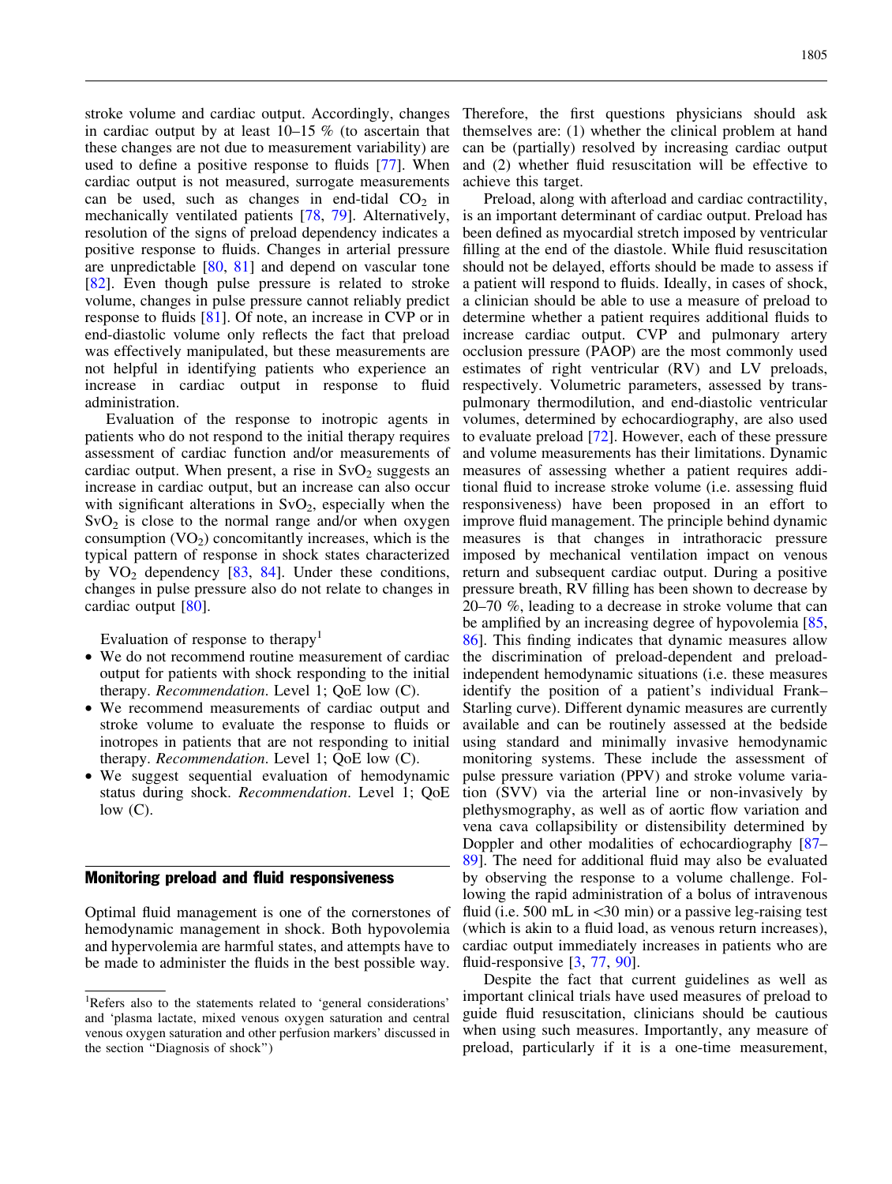stroke volume and cardiac output. Accordingly, changes in cardiac output by at least 10–15 % (to ascertain that these changes are not due to measurement variability) are used to define a positive response to fluids [77]. When cardiac output is not measured, surrogate measurements can be used, such as changes in end-tidal $CO_2$ in mechanically ventilated patients [78, 79]. Alternatively, resolution of the signs of preload dependency indicates a positive response to fluids. Changes in arterial pressure are unpredictable [80, 81] and depend on vascular tone [82]. Even though pulse pressure is related to stroke volume, changes in pulse pressure cannot reliably predict response to fluids [81]. Of note, an increase in CVP or in end-diastolic volume only reflects the fact that preload was effectively manipulated, but these measurements are not helpful in identifying patients who experience an increase in cardiac output in response to fluid administration.

Evaluation of the response to inotropic agents in patients who do not respond to the initial therapy requires assessment of cardiac function and/or measurements of cardiac output. When present, a rise in $SvO_2$ suggests an increase in cardiac output, but an increase can also occur with significant alterations in $SvO_2$, especially when the $SvO_2$ is close to the normal range and/or when oxygen consumption ($VO_2$) concomitantly increases, which is the typical pattern of response in shock states characterized by $VO_2$ dependency [83, 84]. Under these conditions, changes in pulse pressure also do not relate to changes in cardiac output [80].

Evaluation of response to therapy[1]

- We do not recommend routine measurement of cardiac output for patients with shock responding to the initial therapy. *Recommendation*. Level 1; QoE low (C).
- We recommend measurements of cardiac output and stroke volume to evaluate the response to fluids or inotropes in patients that are not responding to initial therapy. *Recommendation*. Level 1; QoE low (C).
- We suggest sequential evaluation of hemodynamic status during shock. *Recommendation*. Level 1; QoE low (C).

## Monitoring preload and fluid responsiveness

Optimal fluid management is one of the cornerstones of hemodynamic management in shock. Both hypovolemia and hypervolemia are harmful states, and attempts have to be made to administer the fluids in the best possible way. Therefore, the first questions physicians should ask themselves are: (1) whether the clinical problem at hand can be (partially) resolved by increasing cardiac output and (2) whether fluid resuscitation will be effective to achieve this target.

Preload, along with afterload and cardiac contractility, is an important determinant of cardiac output. Preload has been defined as myocardial stretch imposed by ventricular filling at the end of the diastole. While fluid resuscitation should not be delayed, efforts should be made to assess if a patient will respond to fluids. Ideally, in cases of shock, a clinician should be able to use a measure of preload to determine whether a patient requires additional fluids to increase cardiac output. CVP and pulmonary artery occlusion pressure (PAOP) are the most commonly used estimates of right ventricular (RV) and LV preloads, respectively. Volumetric parameters, assessed by transpulmonary thermodilution, and end-diastolic ventricular volumes, determined by echocardiography, are also used to evaluate preload [72]. However, each of these pressure and volume measurements has their limitations. Dynamic measures of assessing whether a patient requires additional fluid to increase stroke volume (i.e. assessing fluid responsiveness) have been proposed in an effort to improve fluid management. The principle behind dynamic measures is that changes in intrathoracic pressure imposed by mechanical ventilation impact on venous return and subsequent cardiac output. During a positive pressure breath, RV filling has been shown to decrease by 20–70 %, leading to a decrease in stroke volume that can be amplified by an increasing degree of hypovolemia [85, 86]. This finding indicates that dynamic measures allow the discrimination of preload-dependent and preload-independent hemodynamic situations (i.e. these measures identify the position of a patient's individual Frank–Starling curve). Different dynamic measures are currently available and can be routinely assessed at the bedside using standard and minimally invasive hemodynamic monitoring systems. These include the assessment of pulse pressure variation (PPV) and stroke volume variation (SVV) via the arterial line or non-invasively by plethysmography, as well as of aortic flow variation and vena cava collapsibility or distensibility determined by Doppler and other modalities of echocardiography [87–89]. The need for additional fluid may also be evaluated by observing the response to a volume challenge. Following the rapid administration of a bolus of intravenous fluid (i.e. 500 mL in <30 min) or a passive leg-raising test (which is akin to a fluid load, as venous return increases), cardiac output immediately increases in patients who are fluid-responsive [3, 77, 90].

Despite the fact that current guidelines as well as important clinical trials have used measures of preload to guide fluid resuscitation, clinicians should be cautious when using such measures. Importantly, any measure of preload, particularly if it is a one-time measurement,

[1] Refers also to the statements related to 'general considerations' and 'plasma lactate, mixed venous oxygen saturation and central venous oxygen saturation and other perfusion markers' discussed in the section "Diagnosis of shock")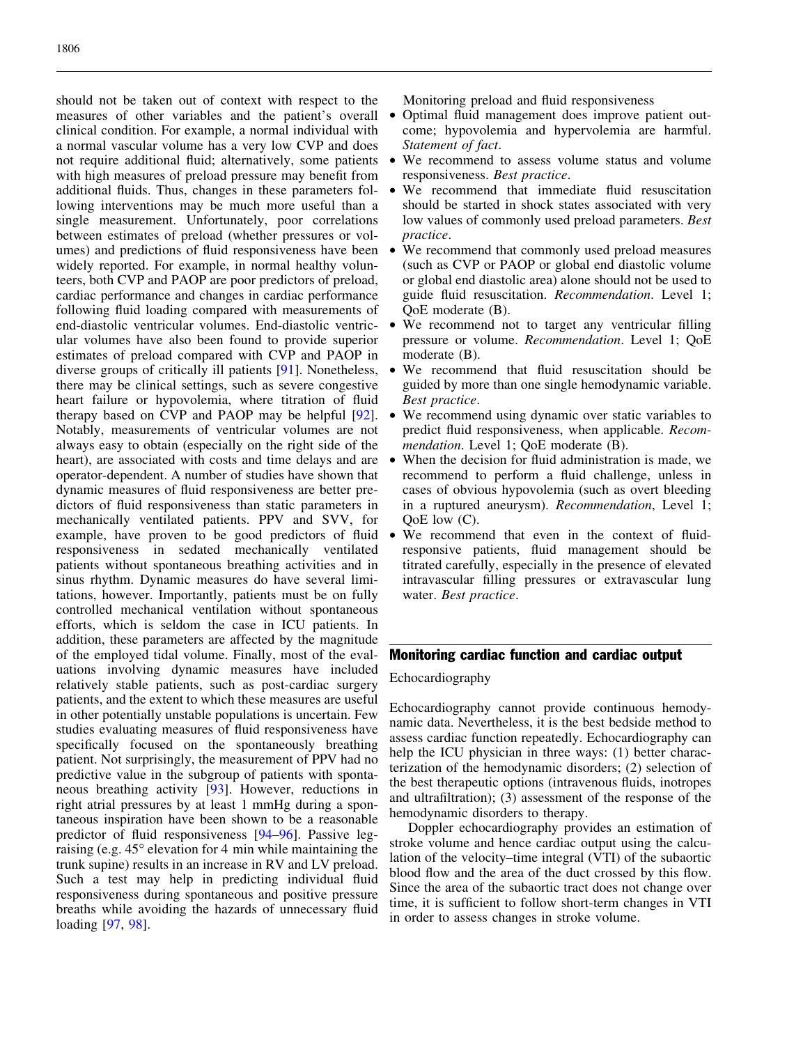should not be taken out of context with respect to the measures of other variables and the patient's overall clinical condition. For example, a normal individual with a normal vascular volume has a very low CVP and does not require additional fluid; alternatively, some patients with high measures of preload pressure may benefit from additional fluids. Thus, changes in these parameters following interventions may be much more useful than a single measurement. Unfortunately, poor correlations between estimates of preload (whether pressures or volumes) and predictions of fluid responsiveness have been widely reported. For example, in normal healthy volunteers, both CVP and PAOP are poor predictors of preload, cardiac performance and changes in cardiac performance following fluid loading compared with measurements of end-diastolic ventricular volumes. End-diastolic ventricular volumes have also been found to provide superior estimates of preload compared with CVP and PAOP in diverse groups of critically ill patients [91]. Nonetheless, there may be clinical settings, such as severe congestive heart failure or hypovolemia, where titration of fluid therapy based on CVP and PAOP may be helpful [92]. Notably, measurements of ventricular volumes are not always easy to obtain (especially on the right side of the heart), are associated with costs and time delays and are operator-dependent. A number of studies have shown that dynamic measures of fluid responsiveness are better predictors of fluid responsiveness than static parameters in mechanically ventilated patients. PPV and SVV, for example, have proven to be good predictors of fluid responsiveness in sedated mechanically ventilated patients without spontaneous breathing activities and in sinus rhythm. Dynamic measures do have several limitations, however. Importantly, patients must be on fully controlled mechanical ventilation without spontaneous efforts, which is seldom the case in ICU patients. In addition, these parameters are affected by the magnitude of the employed tidal volume. Finally, most of the evaluations involving dynamic measures have included relatively stable patients, such as post-cardiac surgery patients, and the extent to which these measures are useful in other potentially unstable populations is uncertain. Few studies evaluating measures of fluid responsiveness have specifically focused on the spontaneously breathing patient. Not surprisingly, the measurement of PPV had no predictive value in the subgroup of patients with spontaneous breathing activity [93]. However, reductions in right atrial pressures by at least 1 mmHg during a spontaneous inspiration have been shown to be a reasonable predictor of fluid responsiveness [94–96]. Passive leg-raising (e.g. 45° elevation for 4 min while maintaining the trunk supine) results in an increase in RV and LV preload. Such a test may help in predicting individual fluid responsiveness during spontaneous and positive pressure breaths while avoiding the hazards of unnecessary fluid loading [97, 98].

Monitoring preload and fluid responsiveness

- Optimal fluid management does improve patient outcome; hypovolemia and hypervolemia are harmful. *Statement of fact*.
- We recommend to assess volume status and volume responsiveness. *Best practice*.
- We recommend that immediate fluid resuscitation should be started in shock states associated with very low values of commonly used preload parameters. *Best practice*.
- We recommend that commonly used preload measures (such as CVP or PAOP or global end diastolic volume or global end diastolic area) alone should not be used to guide fluid resuscitation. *Recommendation*. Level 1; QoE moderate (B).
- We recommend not to target any ventricular filling pressure or volume. *Recommendation*. Level 1; QoE moderate (B).
- We recommend that fluid resuscitation should be guided by more than one single hemodynamic variable. *Best practice*.
- We recommend using dynamic over static variables to predict fluid responsiveness, when applicable. *Recommendation*. Level 1; QoE moderate (B).
- When the decision for fluid administration is made, we recommend to perform a fluid challenge, unless in cases of obvious hypovolemia (such as overt bleeding in a ruptured aneurysm). *Recommendation*, Level 1; QoE low (C).
- We recommend that even in the context of fluid-responsive patients, fluid management should be titrated carefully, especially in the presence of elevated intravascular filling pressures or extravascular lung water. *Best practice*.

## Monitoring cardiac function and cardiac output

### Echocardiography

Echocardiography cannot provide continuous hemodynamic data. Nevertheless, it is the best bedside method to assess cardiac function repeatedly. Echocardiography can help the ICU physician in three ways: (1) better characterization of the hemodynamic disorders; (2) selection of the best therapeutic options (intravenous fluids, inotropes and ultrafiltration); (3) assessment of the response of the hemodynamic disorders to therapy.

Doppler echocardiography provides an estimation of stroke volume and hence cardiac output using the calculation of the velocity–time integral (VTI) of the subaortic blood flow and the area of the duct crossed by this flow. Since the area of the subaortic tract does not change over time, it is sufficient to follow short-term changes in VTI in order to assess changes in stroke volume.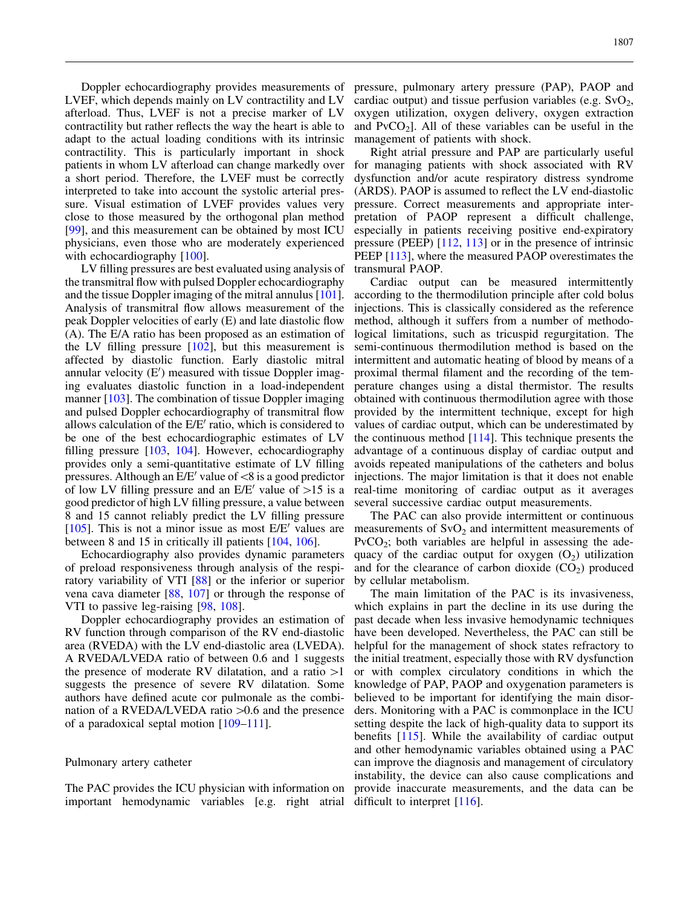Doppler echocardiography provides measurements of LVEF, which depends mainly on LV contractility and LV afterload. Thus, LVEF is not a precise marker of LV contractility but rather reflects the way the heart is able to adapt to the actual loading conditions with its intrinsic contractility. This is particularly important in shock patients in whom LV afterload can change markedly over a short period. Therefore, the LVEF must be correctly interpreted to take into account the systolic arterial pressure. Visual estimation of LVEF provides values very close to those measured by the orthogonal plan method [99], and this measurement can be obtained by most ICU physicians, even those who are moderately experienced with echocardiography [100].

LV filling pressures are best evaluated using analysis of the transmitral flow with pulsed Doppler echocardiography and the tissue Doppler imaging of the mitral annulus [101]. Analysis of transmitral flow allows measurement of the peak Doppler velocities of early (E) and late diastolic flow (A). The E/A ratio has been proposed as an estimation of the LV filling pressure [102], but this measurement is affected by diastolic function. Early diastolic mitral annular velocity (E′) measured with tissue Doppler imaging evaluates diastolic function in a load-independent manner [103]. The combination of tissue Doppler imaging and pulsed Doppler echocardiography of transmitral flow allows calculation of the E/E′ ratio, which is considered to be one of the best echocardiographic estimates of LV filling pressure [103, 104]. However, echocardiography provides only a semi-quantitative estimate of LV filling pressures. Although an E/E′ value of <8 is a good predictor of low LV filling pressure and an E/E′ value of >15 is a good predictor of high LV filling pressure, a value between 8 and 15 cannot reliably predict the LV filling pressure [105]. This is not a minor issue as most E/E′ values are between 8 and 15 in critically ill patients [104, 106].

Echocardiography also provides dynamic parameters of preload responsiveness through analysis of the respiratory variability of VTI [88] or the inferior or superior vena cava diameter [88, 107] or through the response of VTI to passive leg-raising [98, 108].

Doppler echocardiography provides an estimation of RV function through comparison of the RV end-diastolic area (RVEDA) with the LV end-diastolic area (LVEDA). A RVEDA/LVEDA ratio of between 0.6 and 1 suggests the presence of moderate RV dilatation, and a ratio >1 suggests the presence of severe RV dilatation. Some authors have defined acute cor pulmonale as the combination of a RVEDA/LVEDA ratio >0.6 and the presence of a paradoxical septal motion [109–111].

## Pulmonary artery catheter

The PAC provides the ICU physician with information on important hemodynamic variables [e.g. right atrial pressure, pulmonary artery pressure (PAP), PAOP and cardiac output) and tissue perfusion variables (e.g. $SvO_2$, oxygen utilization, oxygen delivery, oxygen extraction and $PvCO_2$]. All of these variables can be useful in the management of patients with shock.

Right atrial pressure and PAP are particularly useful for managing patients with shock associated with RV dysfunction and/or acute respiratory distress syndrome (ARDS). PAOP is assumed to reflect the LV end-diastolic pressure. Correct measurements and appropriate interpretation of PAOP represent a difficult challenge, especially in patients receiving positive end-expiratory pressure (PEEP) [112, 113] or in the presence of intrinsic PEEP [113], where the measured PAOP overestimates the transmural PAOP.

Cardiac output can be measured intermittently according to the thermodilution principle after cold bolus injections. This is classically considered as the reference method, although it suffers from a number of methodological limitations, such as tricuspid regurgitation. The semi-continuous thermodilution method is based on the intermittent and automatic heating of blood by means of a proximal thermal filament and the recording of the temperature changes using a distal thermistor. The results obtained with continuous thermodilution agree with those provided by the intermittent technique, except for high values of cardiac output, which can be underestimated by the continuous method [114]. This technique presents the advantage of a continuous display of cardiac output and avoids repeated manipulations of the catheters and bolus injections. The major limitation is that it does not enable real-time monitoring of cardiac output as it averages several successive cardiac output measurements.

The PAC can also provide intermittent or continuous measurements of $SvO_2$ and intermittent measurements of $PvCO_2$; both variables are helpful in assessing the adequacy of the cardiac output for oxygen ($O_2$) utilization and for the clearance of carbon dioxide ($CO_2$) produced by cellular metabolism.

The main limitation of the PAC is its invasiveness, which explains in part the decline in its use during the past decade when less invasive hemodynamic techniques have been developed. Nevertheless, the PAC can still be helpful for the management of shock states refractory to the initial treatment, especially those with RV dysfunction or with complex circulatory conditions in which the knowledge of PAP, PAOP and oxygenation parameters is believed to be important for identifying the main disorders. Monitoring with a PAC is commonplace in the ICU setting despite the lack of high-quality data to support its benefits [115]. While the availability of cardiac output and other hemodynamic variables obtained using a PAC can improve the diagnosis and management of circulatory instability, the device can also cause complications and provide inaccurate measurements, and the data can be difficult to interpret [116].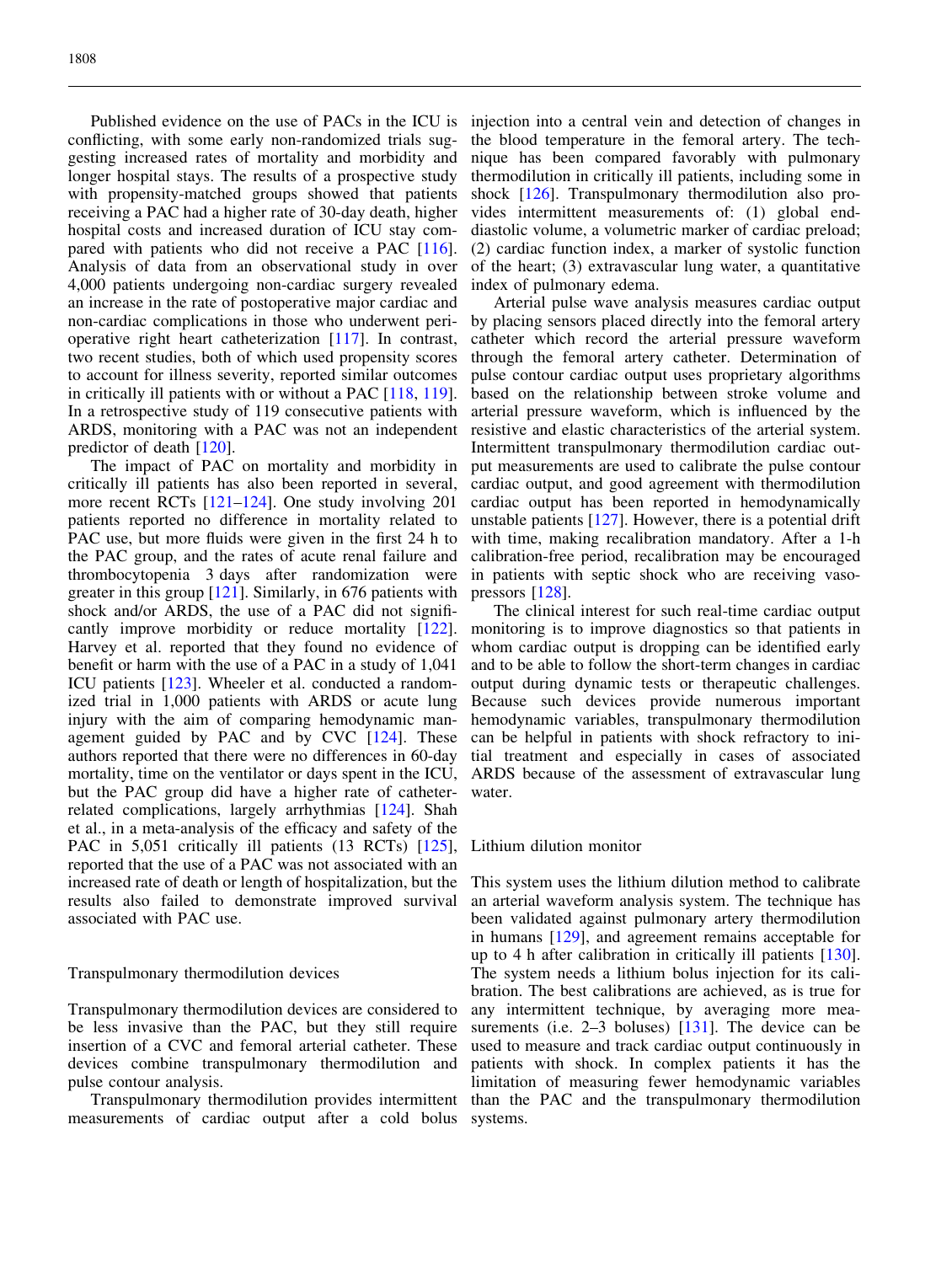Published evidence on the use of PACs in the ICU is conflicting, with some early non-randomized trials suggesting increased rates of mortality and morbidity and longer hospital stays. The results of a prospective study with propensity-matched groups showed that patients receiving a PAC had a higher rate of 30-day death, higher hospital costs and increased duration of ICU stay compared with patients who did not receive a PAC [116]. Analysis of data from an observational study in over 4,000 patients undergoing non-cardiac surgery revealed an increase in the rate of postoperative major cardiac and non-cardiac complications in those who underwent perioperative right heart catheterization [117]. In contrast, two recent studies, both of which used propensity scores to account for illness severity, reported similar outcomes in critically ill patients with or without a PAC [118, 119]. In a retrospective study of 119 consecutive patients with ARDS, monitoring with a PAC was not an independent predictor of death [120].

The impact of PAC on mortality and morbidity in critically ill patients has also been reported in several, more recent RCTs [121–124]. One study involving 201 patients reported no difference in mortality related to PAC use, but more fluids were given in the first 24 h to the PAC group, and the rates of acute renal failure and thrombocytopenia 3 days after randomization were greater in this group [121]. Similarly, in 676 patients with shock and/or ARDS, the use of a PAC did not significantly improve morbidity or reduce mortality [122]. Harvey et al. reported that they found no evidence of benefit or harm with the use of a PAC in a study of 1,041 ICU patients [123]. Wheeler et al. conducted a randomized trial in 1,000 patients with ARDS or acute lung injury with the aim of comparing hemodynamic management guided by PAC and by CVC [124]. These authors reported that there were no differences in 60-day mortality, time on the ventilator or days spent in the ICU, but the PAC group did have a higher rate of catheter-related complications, largely arrhythmias [124]. Shah et al., in a meta-analysis of the efficacy and safety of the PAC in 5,051 critically ill patients (13 RCTs) [125], reported that the use of a PAC was not associated with an increased rate of death or length of hospitalization, but the results also failed to demonstrate improved survival associated with PAC use.

## Transpulmonary thermodilution devices

Transpulmonary thermodilution devices are considered to be less invasive than the PAC, but they still require insertion of a CVC and femoral arterial catheter. These devices combine transpulmonary thermodilution and pulse contour analysis.

Transpulmonary thermodilution provides intermittent measurements of cardiac output after a cold bolus injection into a central vein and detection of changes in the blood temperature in the femoral artery. The technique has been compared favorably with pulmonary thermodilution in critically ill patients, including some in shock [126]. Transpulmonary thermodilution also provides intermittent measurements of: (1) global end-diastolic volume, a volumetric marker of cardiac preload; (2) cardiac function index, a marker of systolic function of the heart; (3) extravascular lung water, a quantitative index of pulmonary edema.

Arterial pulse wave analysis measures cardiac output by placing sensors placed directly into the femoral artery catheter which record the arterial pressure waveform through the femoral artery catheter. Determination of pulse contour cardiac output uses proprietary algorithms based on the relationship between stroke volume and arterial pressure waveform, which is influenced by the resistive and elastic characteristics of the arterial system. Intermittent transpulmonary thermodilution cardiac output measurements are used to calibrate the pulse contour cardiac output, and good agreement with thermodilution cardiac output has been reported in hemodynamically unstable patients [127]. However, there is a potential drift with time, making recalibration mandatory. After a 1-h calibration-free period, recalibration may be encouraged in patients with septic shock who are receiving vasopressors [128].

The clinical interest for such real-time cardiac output monitoring is to improve diagnostics so that patients in whom cardiac output is dropping can be identified early and to be able to follow the short-term changes in cardiac output during dynamic tests or therapeutic challenges. Because such devices provide numerous important hemodynamic variables, transpulmonary thermodilution can be helpful in patients with shock refractory to initial treatment and especially in cases of associated ARDS because of the assessment of extravascular lung water.

## Lithium dilution monitor

This system uses the lithium dilution method to calibrate an arterial waveform analysis system. The technique has been validated against pulmonary artery thermodilution in humans [129], and agreement remains acceptable for up to 4 h after calibration in critically ill patients [130]. The system needs a lithium bolus injection for its calibration. The best calibrations are achieved, as is true for any intermittent technique, by averaging more measurements (i.e. 2–3 boluses) [131]. The device can be used to measure and track cardiac output continuously in patients with shock. In complex patients it has the limitation of measuring fewer hemodynamic variables than the PAC and the transpulmonary thermodilution systems.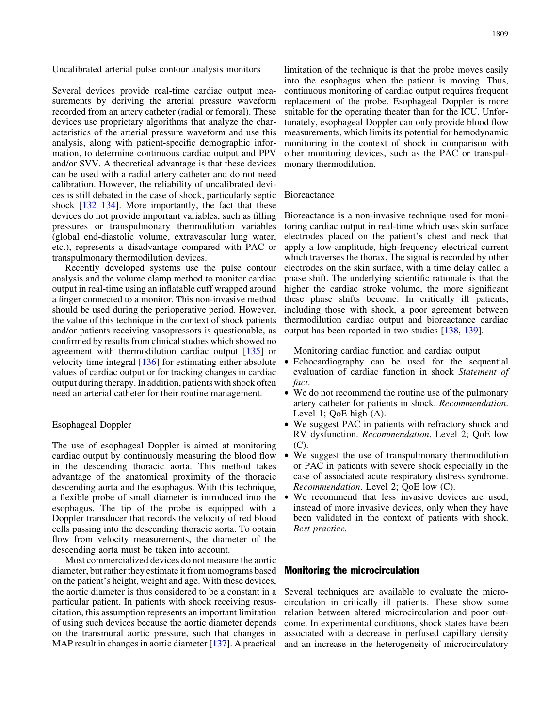Uncalibrated arterial pulse contour analysis monitors

Several devices provide real-time cardiac output measurements by deriving the arterial pressure waveform recorded from an artery catheter (radial or femoral). These devices use proprietary algorithms that analyze the characteristics of the arterial pressure waveform and use this analysis, along with patient-specific demographic information, to determine continuous cardiac output and PPV and/or SVV. A theoretical advantage is that these devices can be used with a radial artery catheter and do not need calibration. However, the reliability of uncalibrated devices is still debated in the case of shock, particularly septic shock [132–134]. More importantly, the fact that these devices do not provide important variables, such as filling pressures or transpulmonary thermodilution variables (global end-diastolic volume, extravascular lung water, etc.), represents a disadvantage compared with PAC or transpulmonary thermodilution devices.

Recently developed systems use the pulse contour analysis and the volume clamp method to monitor cardiac output in real-time using an inflatable cuff wrapped around a finger connected to a monitor. This non-invasive method should be used during the perioperative period. However, the value of this technique in the context of shock patients and/or patients receiving vasopressors is questionable, as confirmed by results from clinical studies which showed no agreement with thermodilution cardiac output [135] or velocity time integral [136] for estimating either absolute values of cardiac output or for tracking changes in cardiac output during therapy. In addition, patients with shock often need an arterial catheter for their routine management.

Esophageal Doppler

The use of esophageal Doppler is aimed at monitoring cardiac output by continuously measuring the blood flow in the descending thoracic aorta. This method takes advantage of the anatomical proximity of the thoracic descending aorta and the esophagus. With this technique, a flexible probe of small diameter is introduced into the esophagus. The tip of the probe is equipped with a Doppler transducer that records the velocity of red blood cells passing into the descending thoracic aorta. To obtain flow from velocity measurements, the diameter of the descending aorta must be taken into account.

Most commercialized devices do not measure the aortic diameter, but rather they estimate it from nomograms based on the patient's height, weight and age. With these devices, the aortic diameter is thus considered to be a constant in a particular patient. In patients with shock receiving resuscitation, this assumption represents an important limitation of using such devices because the aortic diameter depends on the transmural aortic pressure, such that changes in MAP result in changes in aortic diameter [137]. A practical limitation of the technique is that the probe moves easily into the esophagus when the patient is moving. Thus, continuous monitoring of cardiac output requires frequent replacement of the probe. Esophageal Doppler is more suitable for the operating theater than for the ICU. Unfortunately, esophageal Doppler can only provide blood flow measurements, which limits its potential for hemodynamic monitoring in the context of shock in comparison with other monitoring devices, such as the PAC or transpulmonary thermodilution.

Bioreactance

Bioreactance is a non-invasive technique used for monitoring cardiac output in real-time which uses skin surface electrodes placed on the patient's chest and neck that apply a low-amplitude, high-frequency electrical current which traverses the thorax. The signal is recorded by other electrodes on the skin surface, with a time delay called a phase shift. The underlying scientific rationale is that the higher the cardiac stroke volume, the more significant these phase shifts become. In critically ill patients, including those with shock, a poor agreement between thermodilution cardiac output and bioreactance cardiac output has been reported in two studies [138, 139].

Monitoring cardiac function and cardiac output

- Echocardiography can be used for the sequential evaluation of cardiac function in shock *Statement of fact*.
- We do not recommend the routine use of the pulmonary artery catheter for patients in shock. *Recommendation*. Level 1; QoE high (A).
- We suggest PAC in patients with refractory shock and RV dysfunction. *Recommendation*. Level 2; QoE low (C).
- We suggest the use of transpulmonary thermodilution or PAC in patients with severe shock especially in the case of associated acute respiratory distress syndrome. *Recommendation*. Level 2; QoE low (C).
- We recommend that less invasive devices are used, instead of more invasive devices, only when they have been validated in the context of patients with shock. *Best practice.*

## Monitoring the microcirculation

Several techniques are available to evaluate the microcirculation in critically ill patients. These show some relation between altered microcirculation and poor outcome. In experimental conditions, shock states have been associated with a decrease in perfused capillary density and an increase in the heterogeneity of microcirculatory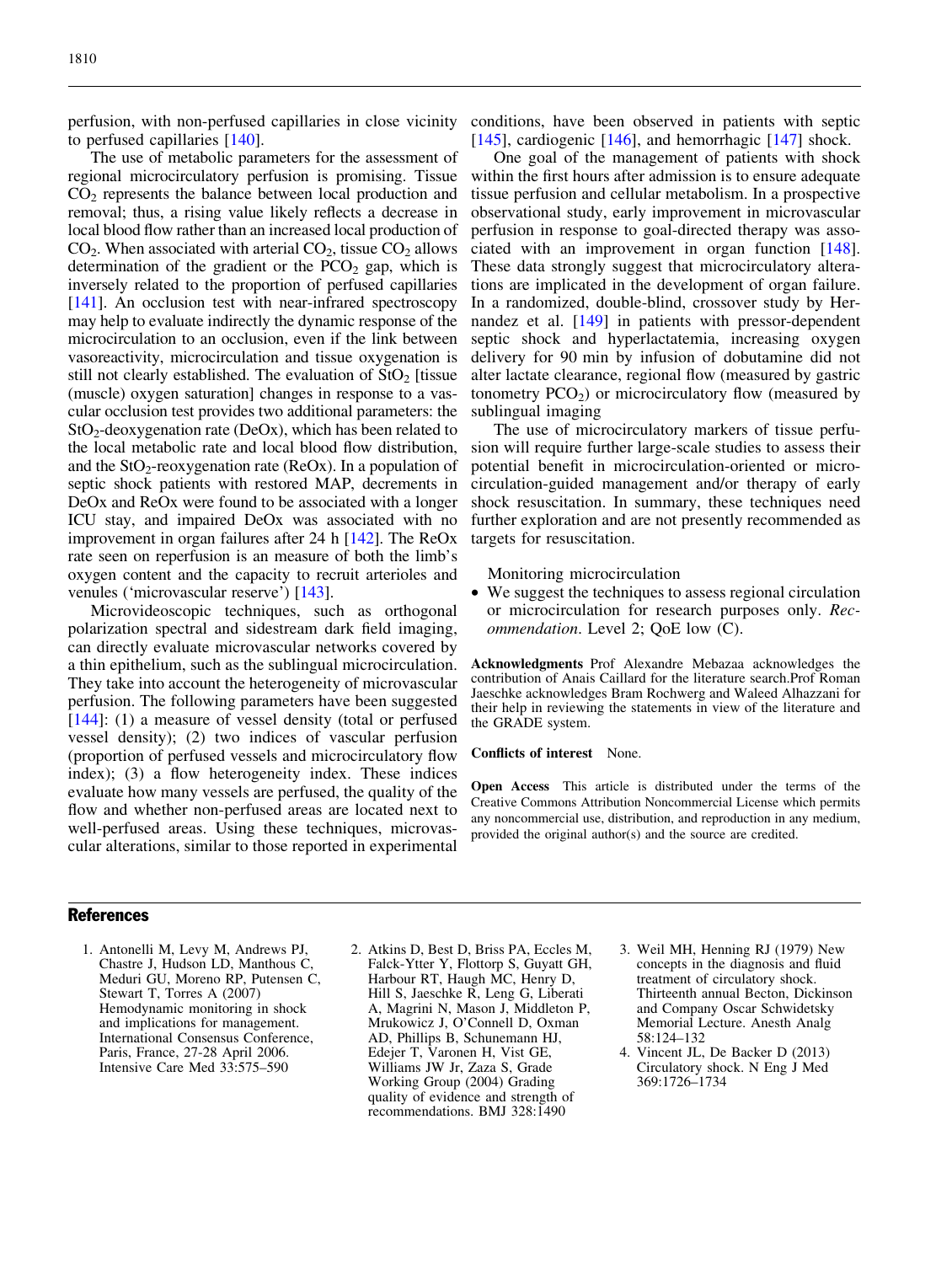perfusion, with non-perfused capillaries in close vicinity to perfused capillaries [140].

The use of metabolic parameters for the assessment of regional microcirculatory perfusion is promising. Tissue $CO_2$ represents the balance between local production and removal; thus, a rising value likely reflects a decrease in local blood flow rather than an increased local production of $CO_2$. When associated with arterial $CO_2$, tissue $CO_2$ allows determination of the gradient or the $PCO_2$ gap, which is inversely related to the proportion of perfused capillaries [141]. An occlusion test with near-infrared spectroscopy may help to evaluate indirectly the dynamic response of the microcirculation to an occlusion, even if the link between vasoreactivity, microcirculation and tissue oxygenation is still not clearly established. The evaluation of $StO_2$ [tissue (muscle) oxygen saturation] changes in response to a vascular occlusion test provides two additional parameters: the $StO_2$-deoxygenation rate (DeOx), which has been related to the local metabolic rate and local blood flow distribution, and the $StO_2$-reoxygenation rate (ReOx). In a population of septic shock patients with restored MAP, decrements in DeOx and ReOx were found to be associated with a longer ICU stay, and impaired DeOx was associated with no improvement in organ failures after 24 h [142]. The ReOx rate seen on reperfusion is an measure of both the limb's oxygen content and the capacity to recruit arterioles and venules ('microvascular reserve') [143].

Microvideoscopic techniques, such as orthogonal polarization spectral and sidestream dark field imaging, can directly evaluate microvascular networks covered by a thin epithelium, such as the sublingual microcirculation. They take into account the heterogeneity of microvascular perfusion. The following parameters have been suggested [144]: (1) a measure of vessel density (total or perfused vessel density); (2) two indices of vascular perfusion (proportion of perfused vessels and microcirculatory flow index); (3) a flow heterogeneity index. These indices evaluate how many vessels are perfused, the quality of the flow and whether non-perfused areas are located next to well-perfused areas. Using these techniques, microvascular alterations, similar to those reported in experimental conditions, have been observed in patients with septic [145], cardiogenic [146], and hemorrhagic [147] shock.

One goal of the management of patients with shock within the first hours after admission is to ensure adequate tissue perfusion and cellular metabolism. In a prospective observational study, early improvement in microvascular perfusion in response to goal-directed therapy was associated with an improvement in organ function [148]. These data strongly suggest that microcirculatory alterations are implicated in the development of organ failure. In a randomized, double-blind, crossover study by Hernandez et al. [149] in patients with pressor-dependent septic shock and hyperlactatemia, increasing oxygen delivery for 90 min by infusion of dobutamine did not alter lactate clearance, regional flow (measured by gastric tonometry $PCO_2$) or microcirculatory flow (measured by sublingual imaging

The use of microcirculatory markers of tissue perfusion will require further large-scale studies to assess their potential benefit in microcirculation-oriented or microcirculation-guided management and/or therapy of early shock resuscitation. In summary, these techniques need further exploration and are not presently recommended as targets for resuscitation.

Monitoring microcirculation

- We suggest the techniques to assess regional circulation or microcirculation for research purposes only. *Recommendation*. Level 2; QoE low (C).

**Acknowledgments** Prof Alexandre Mebazaa acknowledges the contribution of Anais Caillard for the literature search.Prof Roman Jaeschke acknowledges Bram Rochwerg and Waleed Alhazzani for their help in reviewing the statements in view of the literature and the GRADE system.

**Conflicts of interest** None.

**Open Access** This article is distributed under the terms of the Creative Commons Attribution Noncommercial License which permits any noncommercial use, distribution, and reproduction in any medium, provided the original author(s) and the source are credited.

## References

1. Antonelli M, Levy M, Andrews PJ, Chastre J, Hudson LD, Manthous C, Meduri GU, Moreno RP, Putensen C, Stewart T, Torres A (2007) Hemodynamic monitoring in shock and implications for management. International Consensus Conference, Paris, France, 27-28 April 2006. Intensive Care Med 33:575–590
2. Atkins D, Best D, Briss PA, Eccles M, Falck-Ytter Y, Flottorp S, Guyatt GH, Harbour RT, Haugh MC, Henry D, Hill S, Jaeschke R, Leng G, Liberati A, Magrini N, Mason J, Middleton P, Mrukowicz J, O'Connell D, Oxman AD, Phillips B, Schunemann HJ, Edejer T, Varonen H, Vist GE, Williams JW Jr, Zaza S, Grade Working Group (2004) Grading quality of evidence and strength of recommendations. BMJ 328:1490
3. Weil MH, Henning RJ (1979) New concepts in the diagnosis and fluid treatment of circulatory shock. Thirteenth annual Becton, Dickinson and Company Oscar Schwidetsky Memorial Lecture. Anesth Analg 58:124–132
4. Vincent JL, De Backer D (2013) Circulatory shock. N Eng J Med 369:1726–1734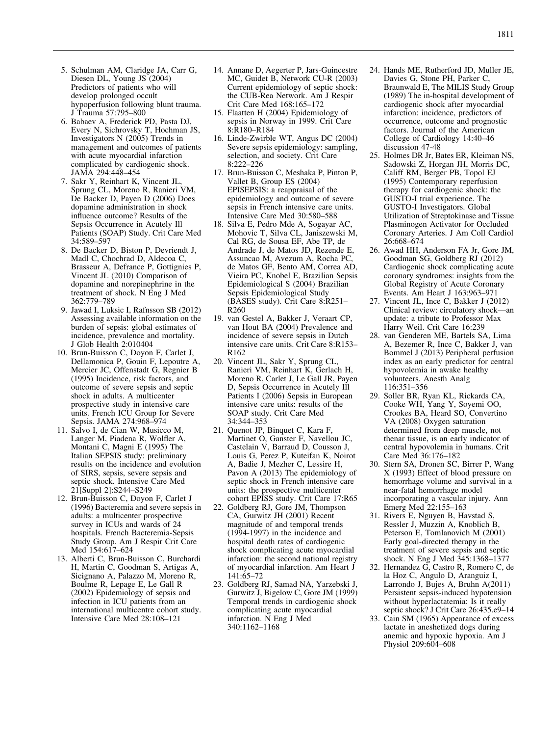5. Schulman AM, Claridge JA, Carr G, Diesen DL, Young JS (2004) Predictors of patients who will develop prolonged occult hypoperfusion following blunt trauma. J Trauma 57:795–800
6. Babaev A, Frederick PD, Pasta DJ, Every N, Sichrovsky T, Hochman JS, Investigators N (2005) Trends in management and outcomes of patients with acute myocardial infarction complicated by cardiogenic shock. JAMA 294:448–454
7. Sakr Y, Reinhart K, Vincent JL, Sprung CL, Moreno R, Ranieri VM, De Backer D, Payen D (2006) Does dopamine administration in shock influence outcome? Results of the Sepsis Occurrence in Acutely Ill Patients (SOAP) Study. Crit Care Med 34:589–597
8. De Backer D, Biston P, Devriendt J, Madl C, Chochrad D, Aldecoa C, Brasseur A, Defrance P, Gottignies P, Vincent JL (2010) Comparison of dopamine and norepinephrine in the treatment of shock. N Eng J Med 362:779–789
9. Jawad I, Luksic I, Rafnsson SB (2012) Assessing available information on the burden of sepsis: global estimates of incidence, prevalence and mortality. J Glob Health 2:010404
10. Brun-Buisson C, Doyon F, Carlet J, Dellamonica P, Gouin F, Lepoutre A, Mercier JC, Offenstadt G, Regnier B (1995) Incidence, risk factors, and outcome of severe sepsis and septic shock in adults. A multicenter prospective study in intensive care units. French ICU Group for Severe Sepsis. JAMA 274:968–974
11. Salvo I, de Cian W, Musicco M, Langer M, Piadena R, Wolfler A, Montani C, Magni E (1995) The Italian SEPSIS study: preliminary results on the incidence and evolution of SIRS, sepsis, severe sepsis and septic shock. Intensive Care Med 21[Suppl 2]:S244–S249
12. Brun-Buisson C, Doyon F, Carlet J (1996) Bacteremia and severe sepsis in adults: a multicenter prospective survey in ICUs and wards of 24 hospitals. French Bacteremia-Sepsis Study Group. Am J Respir Crit Care Med 154:617–624
13. Alberti C, Brun-Buisson C, Burchardi H, Martin C, Goodman S, Artigas A, Sicignano A, Palazzo M, Moreno R, Boulme R, Lepage E, Le Gall R (2002) Epidemiology of sepsis and infection in ICU patients from an international multicentre cohort study. Intensive Care Med 28:108–121
14. Annane D, Aegerter P, Jars-Guincestre MC, Guidet B, Network CU-R (2003) Current epidemiology of septic shock: the CUB-Rea Network. Am J Respir Crit Care Med 168:165–172
15. Flaatten H (2004) Epidemiology of sepsis in Norway in 1999. Crit Care 8:R180–R184
16. Linde-Zwirble WT, Angus DC (2004) Severe sepsis epidemiology: sampling, selection, and society. Crit Care 8:222–226
17. Brun-Buisson C, Meshaka P, Pinton P, Vallet B, Group ES (2004) EPISEPSIS: a reappraisal of the epidemiology and outcome of severe sepsis in French intensive care units. Intensive Care Med 30:580–588
18. Silva E, Pedro Mde A, Sogayar AC, Mohovic T, Silva CL, Janiszewski M, Cal RG, de Sousa EF, Abe TP, de Andrade J, de Matos JD, Rezende E, Assuncao M, Avezum A, Rocha PC, de Matos GF, Bento AM, Correa AD, Vieira PC, Knobel E, Brazilian Sepsis Epidemiological S (2004) Brazilian Sepsis Epidemiological Study (BASES study). Crit Care 8:R251–R260
19. van Gestel A, Bakker J, Veraart CP, van Hout BA (2004) Prevalence and incidence of severe sepsis in Dutch intensive care units. Crit Care 8:R153–R162
20. Vincent JL, Sakr Y, Sprung CL, Ranieri VM, Reinhart K, Gerlach H, Moreno R, Carlet J, Le Gall JR, Payen D, Sepsis Occurrence in Acutely Ill Patients I (2006) Sepsis in European intensive care units: results of the SOAP study. Crit Care Med 34:344–353
21. Quenot JP, Binquet C, Kara F, Martinet O, Ganster F, Navellou JC, Castelain V, Barraud D, Cousson J, Louis G, Perez P, Kuteifan K, Noirot A, Badie J, Mezher C, Lessire H, Pavon A (2013) The epidemiology of septic shock in French intensive care units: the prospective multicenter cohort EPISS study. Crit Care 17:R65
22. Goldberg RJ, Gore JM, Thompson CA, Gurwitz JH (2001) Recent magnitude of and temporal trends (1994-1997) in the incidence and hospital death rates of cardiogenic shock complicating acute myocardial infarction: the second national registry of myocardial infarction. Am Heart J 141:65–72
23. Goldberg RJ, Samad NA, Yarzebski J, Gurwitz J, Bigelow C, Gore JM (1999) Temporal trends in cardiogenic shock complicating acute myocardial infarction. N Eng J Med 340:1162–1168
24. Hands ME, Rutherford JD, Muller JE, Davies G, Stone PH, Parker C, Braunwald E, The MILIS Study Group (1989) The in-hospital development of cardiogenic shock after myocardial infarction: incidence, predictors of occurrence, outcome and prognostic factors. Journal of the American College of Cardiology 14:40–46 discussion 47-48
25. Holmes DR Jr, Bates ER, Kleiman NS, Sadowski Z, Horgan JH, Morris DC, Califf RM, Berger PB, Topol EJ (1995) Contemporary reperfusion therapy for cardiogenic shock: the GUSTO-I trial experience. The GUSTO-I Investigators. Global Utilization of Streptokinase and Tissue Plasminogen Activator for Occluded Coronary Arteries. J Am Coll Cardiol 26:668–674
26. Awad HH, Anderson FA Jr, Gore JM, Goodman SG, Goldberg RJ (2012) Cardiogenic shock complicating acute coronary syndromes: insights from the Global Registry of Acute Coronary Events. Am Heart J 163:963–971
27. Vincent JL, Ince C, Bakker J (2012) Clinical review: circulatory shock—an update: a tribute to Professor Max Harry Weil. Crit Care 16:239
28. van Genderen ME, Bartels SA, Lima A, Bezemer R, Ince C, Bakker J, van Bommel J (2013) Peripheral perfusion index as an early predictor for central hypovolemia in awake healthy volunteers. Anesth Analg 116:351–356
29. Soller BR, Ryan KL, Rickards CA, Cooke WH, Yang Y, Soyemi OO, Crookes BA, Heard SO, Convertino VA (2008) Oxygen saturation determined from deep muscle, not thenar tissue, is an early indicator of central hypovolemia in humans. Crit Care Med 36:176–182
30. Stern SA, Dronen SC, Birrer P, Wang X (1993) Effect of blood pressure on hemorrhage volume and survival in a near-fatal hemorrhage model incorporating a vascular injury. Ann Emerg Med 22:155–163
31. Rivers E, Nguyen B, Havstad S, Ressler J, Muzzin A, Knoblich B, Peterson E, Tomlanovich M (2001) Early goal-directed therapy in the treatment of severe sepsis and septic shock. N Eng J Med 345:1368–1377
32. Hernandez G, Castro R, Romero C, de la Hoz C, Angulo D, Aranguiz I, Larrondo J, Bujes A, Bruhn A(2011) Persistent sepsis-induced hypotension without hyperlactatemia: Is it really septic shock? J Crit Care 26:435.e9–14
33. Cain SM (1965) Appearance of excess lactate in aneshetized dogs during anemic and hypoxic hypoxia. Am J Physiol 209:604–608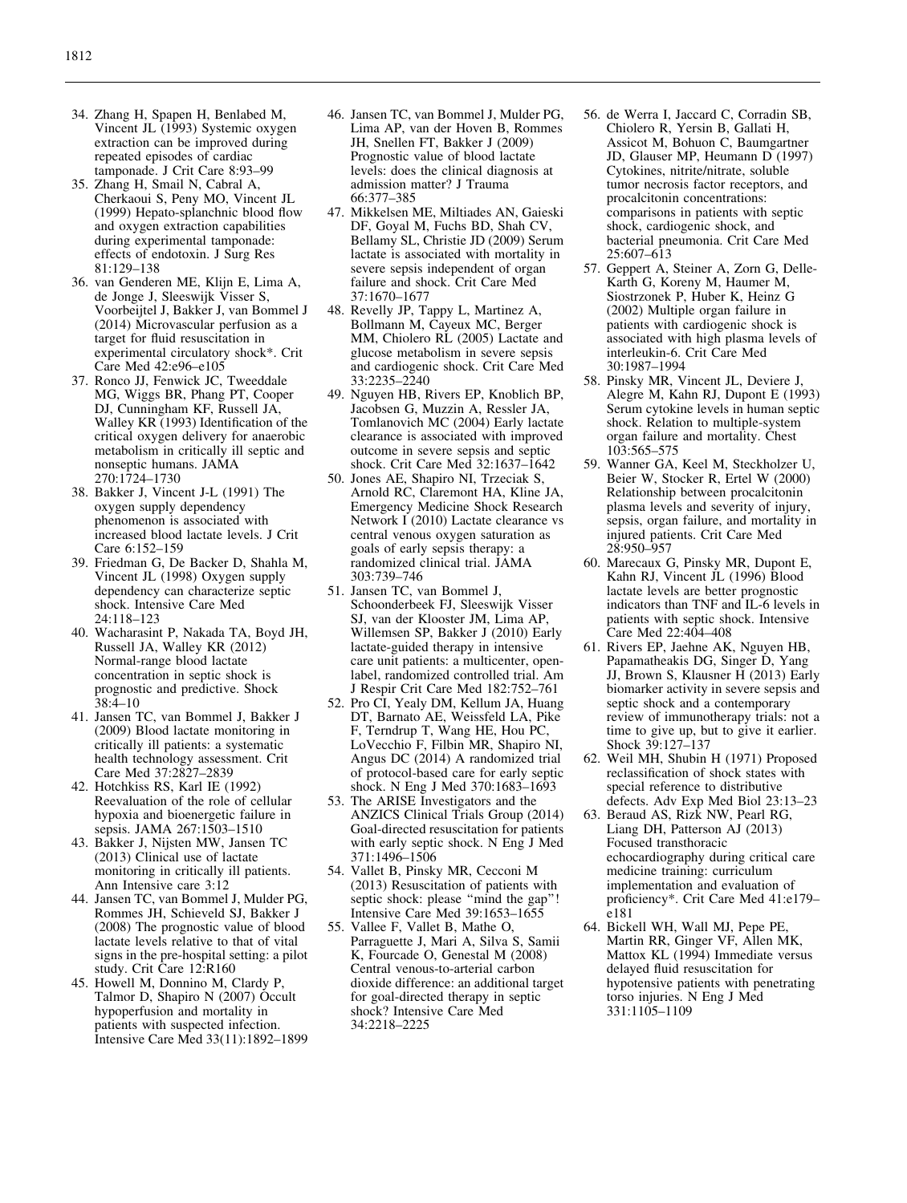34. Zhang H, Spapen H, Benlabed M, Vincent JL (1993) Systemic oxygen extraction can be improved during repeated episodes of cardiac tamponade. J Crit Care 8:93–99
35. Zhang H, Smail N, Cabral A, Cherkaoui S, Peny MO, Vincent JL (1999) Hepato-splanchnic blood flow and oxygen extraction capabilities during experimental tamponade: effects of endotoxin. J Surg Res 81:129–138
36. van Genderen ME, Klijn E, Lima A, de Jonge J, Sleeswijk Visser S, Voorbeijtel J, Bakker J, van Bommel J (2014) Microvascular perfusion as a target for fluid resuscitation in experimental circulatory shock*. Crit Care Med 42:e96–e105
37. Ronco JJ, Fenwick JC, Tweeddale MG, Wiggs BR, Phang PT, Cooper DJ, Cunningham KF, Russell JA, Walley KR (1993) Identification of the critical oxygen delivery for anaerobic metabolism in critically ill septic and nonseptic humans. JAMA 270:1724–1730
38. Bakker J, Vincent J-L (1991) The oxygen supply dependency phenomenon is associated with increased blood lactate levels. J Crit Care 6:152–159
39. Friedman G, De Backer D, Shahla M, Vincent JL (1998) Oxygen supply dependency can characterize septic shock. Intensive Care Med 24:118–123
40. Wacharasint P, Nakada TA, Boyd JH, Russell JA, Walley KR (2012) Normal-range blood lactate concentration in septic shock is prognostic and predictive. Shock 38:4–10
41. Jansen TC, van Bommel J, Bakker J (2009) Blood lactate monitoring in critically ill patients: a systematic health technology assessment. Crit Care Med 37:2827–2839
42. Hotchkiss RS, Karl IE (1992) Reevaluation of the role of cellular hypoxia and bioenergetic failure in sepsis. JAMA 267:1503–1510
43. Bakker J, Nijsten MW, Jansen TC (2013) Clinical use of lactate monitoring in critically ill patients. Ann Intensive care 3:12
44. Jansen TC, van Bommel J, Mulder PG, Rommes JH, Schieveld SJ, Bakker J (2008) The prognostic value of blood lactate levels relative to that of vital signs in the pre-hospital setting: a pilot study. Crit Care 12:R160
45. Howell M, Donnino M, Clardy P, Talmor D, Shapiro N (2007) Occult hypoperfusion and mortality in patients with suspected infection. Intensive Care Med 33(11):1892–1899
46. Jansen TC, van Bommel J, Mulder PG, Lima AP, van der Hoven B, Rommes JH, Snellen FT, Bakker J (2009) Prognostic value of blood lactate levels: does the clinical diagnosis at admission matter? J Trauma 66:377–385
47. Mikkelsen ME, Miltiades AN, Gaieski DF, Goyal M, Fuchs BD, Shah CV, Bellamy SL, Christie JD (2009) Serum lactate is associated with mortality in severe sepsis independent of organ failure and shock. Crit Care Med 37:1670–1677
48. Revelly JP, Tappy L, Martinez A, Bollmann M, Cayeux MC, Berger MM, Chiolero RL (2005) Lactate and glucose metabolism in severe sepsis and cardiogenic shock. Crit Care Med 33:2235–2240
49. Nguyen HB, Rivers EP, Knoblich BP, Jacobsen G, Muzzin A, Ressler JA, Tomlanovich MC (2004) Early lactate clearance is associated with improved outcome in severe sepsis and septic shock. Crit Care Med 32:1637–1642
50. Jones AE, Shapiro NI, Trzeciak S, Arnold RC, Claremont HA, Kline JA, Emergency Medicine Shock Research Network I (2010) Lactate clearance vs central venous oxygen saturation as goals of early sepsis therapy: a randomized clinical trial. JAMA 303:739–746
51. Jansen TC, van Bommel J, Schoonderbeek FJ, Sleeswijk Visser SJ, van der Klooster JM, Lima AP, Willemsen SP, Bakker J (2010) Early lactate-guided therapy in intensive care unit patients: a multicenter, open-label, randomized controlled trial. Am J Respir Crit Care Med 182:752–761
52. Pro CI, Yealy DM, Kellum JA, Huang DT, Barnato AE, Weissfeld LA, Pike F, Terndrup T, Wang HE, Hou PC, LoVecchio F, Filbin MR, Shapiro NI, Angus DC (2014) A randomized trial of protocol-based care for early septic shock. N Eng J Med 370:1683–1693
53. The ARISE Investigators and the ANZICS Clinical Trials Group (2014) Goal-directed resuscitation for patients with early septic shock. N Eng J Med 371:1496–1506
54. Vallet B, Pinsky MR, Cecconi M (2013) Resuscitation of patients with septic shock: please "mind the gap"! Intensive Care Med 39:1653–1655
55. Vallee F, Vallet B, Mathe O, Parraguette J, Mari A, Silva S, Samii K, Fourcade O, Genestal M (2008) Central venous-to-arterial carbon dioxide difference: an additional target for goal-directed therapy in septic shock? Intensive Care Med 34:2218–2225
56. de Werra I, Jaccard C, Corradin SB, Chiolero R, Yersin B, Gallati H, Assicot M, Bohuon C, Baumgartner JD, Glauser MP, Heumann D (1997) Cytokines, nitrite/nitrate, soluble tumor necrosis factor receptors, and procalcitonin concentrations: comparisons in patients with septic shock, cardiogenic shock, and bacterial pneumonia. Crit Care Med 25:607–613
57. Geppert A, Steiner A, Zorn G, Delle-Karth G, Koreny M, Haumer M, Siostrzonek P, Huber K, Heinz G (2002) Multiple organ failure in patients with cardiogenic shock is associated with high plasma levels of interleukin-6. Crit Care Med 30:1987–1994
58. Pinsky MR, Vincent JL, Deviere J, Alegre M, Kahn RJ, Dupont E (1993) Serum cytokine levels in human septic shock. Relation to multiple-system organ failure and mortality. Chest 103:565–575
59. Wanner GA, Keel M, Steckholzer U, Beier W, Stocker R, Ertel W (2000) Relationship between procalcitonin plasma levels and severity of injury, sepsis, organ failure, and mortality in injured patients. Crit Care Med 28:950–957
60. Marecaux G, Pinsky MR, Dupont E, Kahn RJ, Vincent JL (1996) Blood lactate levels are better prognostic indicators than TNF and IL-6 levels in patients with septic shock. Intensive Care Med 22:404–408
61. Rivers EP, Jaehne AK, Nguyen HB, Papamatheakis DG, Singer D, Yang JJ, Brown S, Klausner H (2013) Early biomarker activity in severe sepsis and septic shock and a contemporary review of immunotherapy trials: not a time to give up, but to give it earlier. Shock 39:127–137
62. Weil MH, Shubin H (1971) Proposed reclassification of shock states with special reference to distributive defects. Adv Exp Med Biol 23:13–23
63. Beraud AS, Rizk NW, Pearl RG, Liang DH, Patterson AJ (2013) Focused transthoracic echocardiography during critical care medicine training: curriculum implementation and evaluation of proficiency*. Crit Care Med 41:e179–e181
64. Bickell WH, Wall MJ, Pepe PE, Martin RR, Ginger VF, Allen MK, Mattox KL (1994) Immediate versus delayed fluid resuscitation for hypotensive patients with penetrating torso injuries. N Eng J Med 331:1105–1109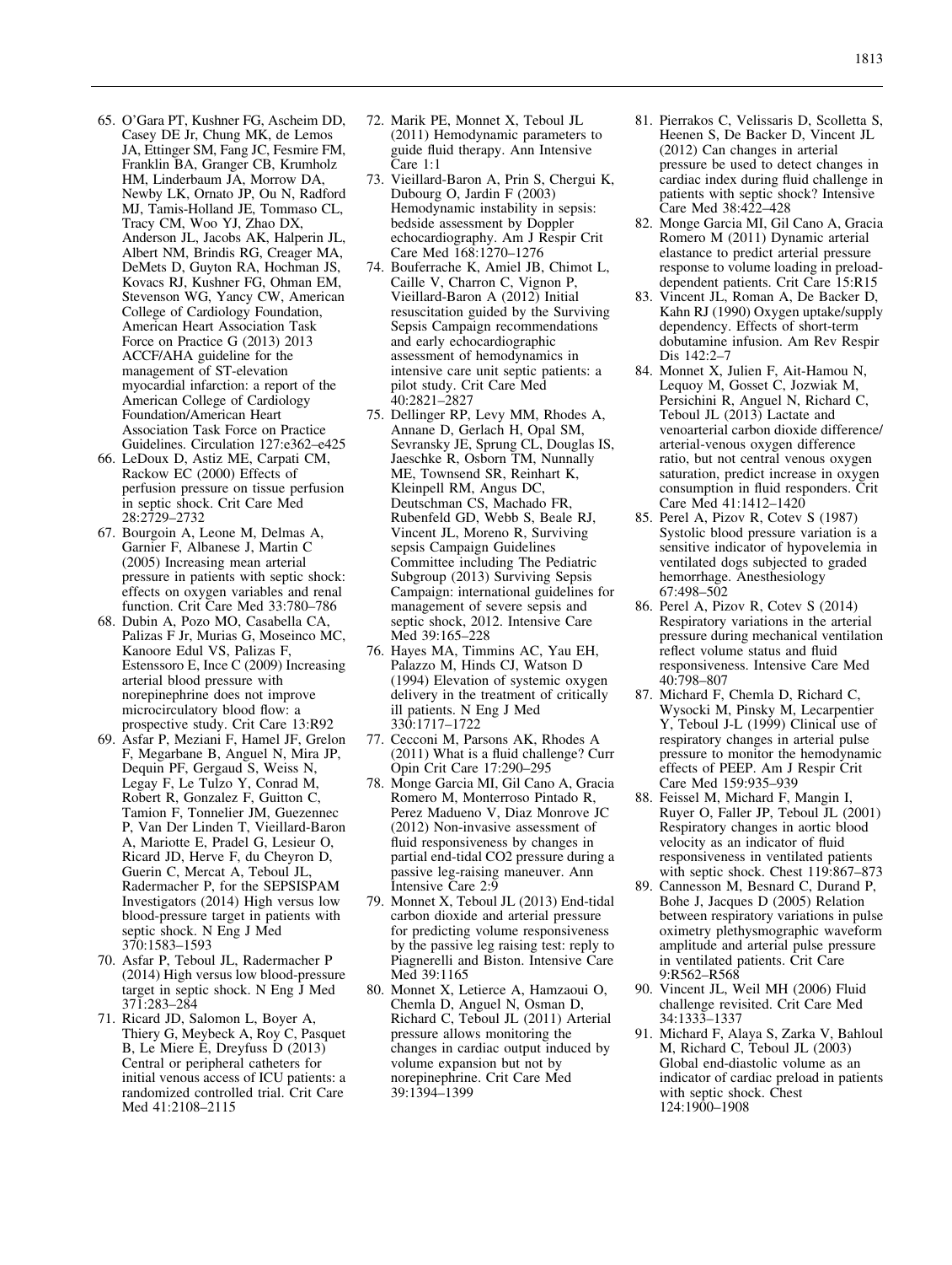65. O'Gara PT, Kushner FG, Ascheim DD, Casey DE Jr, Chung MK, de Lemos JA, Ettinger SM, Fang JC, Fesmire FM, Franklin BA, Granger CB, Krumholz HM, Linderbaum JA, Morrow DA, Newby LK, Ornato JP, Ou N, Radford MJ, Tamis-Holland JE, Tommaso CL, Tracy CM, Woo YJ, Zhao DX, Anderson JL, Jacobs AK, Halperin JL, Albert NM, Brindis RG, Creager MA, DeMets D, Guyton RA, Hochman JS, Kovacs RJ, Kushner FG, Ohman EM, Stevenson WG, Yancy CW, American College of Cardiology Foundation, American Heart Association Task Force on Practice G (2013) 2013 ACCF/AHA guideline for the management of ST-elevation myocardial infarction: a report of the American College of Cardiology Foundation/American Heart Association Task Force on Practice Guidelines. Circulation 127:e362–e425
66. LeDoux D, Astiz ME, Carpati CM, Rackow EC (2000) Effects of perfusion pressure on tissue perfusion in septic shock. Crit Care Med 28:2729–2732
67. Bourgoin A, Leone M, Delmas A, Garnier F, Albanese J, Martin C (2005) Increasing mean arterial pressure in patients with septic shock: effects on oxygen variables and renal function. Crit Care Med 33:780–786
68. Dubin A, Pozo MO, Casabella CA, Palizas F Jr, Murias G, Moseinco MC, Kanoore Edul VS, Palizas F, Estenssoro E, Ince C (2009) Increasing arterial blood pressure with norepinephrine does not improve microcirculatory blood flow: a prospective study. Crit Care 13:R92
69. Asfar P, Meziani F, Hamel JF, Grelon F, Megarbane B, Anguel N, Mira JP, Dequin PF, Gergaud S, Weiss N, Legay F, Le Tulzo Y, Conrad M, Robert R, Gonzalez F, Guitton C, Tamion F, Tonnelier JM, Guezennec P, Van Der Linden T, Vieillard-Baron A, Mariotte E, Pradel G, Lesieur O, Ricard JD, Herve F, du Cheyron D, Guerin C, Mercat A, Teboul JL, Radermacher P, for the SEPSISPAM Investigators (2014) High versus low blood-pressure target in patients with septic shock. N Eng J Med 370:1583–1593
70. Asfar P, Teboul JL, Radermacher P (2014) High versus low blood-pressure target in septic shock. N Eng J Med 371:283–284
71. Ricard JD, Salomon L, Boyer A, Thiery G, Meybeck A, Roy C, Pasquet B, Le Miere E, Dreyfuss D (2013) Central or peripheral catheters for initial venous access of ICU patients: a randomized controlled trial. Crit Care Med 41:2108–2115
72. Marik PE, Monnet X, Teboul JL (2011) Hemodynamic parameters to guide fluid therapy. Ann Intensive Care 1:1
73. Vieillard-Baron A, Prin S, Chergui K, Dubourg O, Jardin F (2003) Hemodynamic instability in sepsis: bedside assessment by Doppler echocardiography. Am J Respir Crit Care Med 168:1270–1276
74. Bouferrache K, Amiel JB, Chimot L, Caille V, Charron C, Vignon P, Vieillard-Baron A (2012) Initial resuscitation guided by the Surviving Sepsis Campaign recommendations and early echocardiographic assessment of hemodynamics in intensive care unit septic patients: a pilot study. Crit Care Med 40:2821–2827
75. Dellinger RP, Levy MM, Rhodes A, Annane D, Gerlach H, Opal SM, Sevransky JE, Sprung CL, Douglas IS, Jaeschke R, Osborn TM, Nunnally ME, Townsend SR, Reinhart K, Kleinpell RM, Angus DC, Deutschman CS, Machado FR, Rubenfeld GD, Webb S, Beale RJ, Vincent JL, Moreno R, Surviving sepsis Campaign Guidelines Committee including The Pediatric Subgroup (2013) Surviving Sepsis Campaign: international guidelines for management of severe sepsis and septic shock, 2012. Intensive Care Med 39:165–228
76. Hayes MA, Timmins AC, Yau EH, Palazzo M, Hinds CJ, Watson D (1994) Elevation of systemic oxygen delivery in the treatment of critically ill patients. N Eng J Med 330:1717–1722
77. Cecconi M, Parsons AK, Rhodes A (2011) What is a fluid challenge? Curr Opin Crit Care 17:290–295
78. Monge Garcia MI, Gil Cano A, Gracia Romero M, Monterroso Pintado R, Perez Madueno V, Diaz Monrove JC (2012) Non-invasive assessment of fluid responsiveness by changes in partial end-tidal CO2 pressure during a passive leg-raising maneuver. Ann Intensive Care 2:9
79. Monnet X, Teboul JL (2013) End-tidal carbon dioxide and arterial pressure for predicting volume responsiveness by the passive leg raising test: reply to Piagnerelli and Biston. Intensive Care Med 39:1165
80. Monnet X, Letierce A, Hamzaoui O, Chemla D, Anguel N, Osman D, Richard C, Teboul JL (2011) Arterial pressure allows monitoring the changes in cardiac output induced by volume expansion but not by norepinephrine. Crit Care Med 39:1394–1399
81. Pierrakos C, Velissaris D, Scolletta S, Heenen S, De Backer D, Vincent JL (2012) Can changes in arterial pressure be used to detect changes in cardiac index during fluid challenge in patients with septic shock? Intensive Care Med 38:422–428
82. Monge Garcia MI, Gil Cano A, Gracia Romero M (2011) Dynamic arterial elastance to predict arterial pressure response to volume loading in preload-dependent patients. Crit Care 15:R15
83. Vincent JL, Roman A, De Backer D, Kahn RJ (1990) Oxygen uptake/supply dependency. Effects of short-term dobutamine infusion. Am Rev Respir Dis 142:2–7
84. Monnet X, Julien F, Ait-Hamou N, Lequoy M, Gosset C, Jozwiak M, Persichini R, Anguel N, Richard C, Teboul JL (2013) Lactate and venoarterial carbon dioxide difference/arterial-venous oxygen difference ratio, but not central venous oxygen saturation, predict increase in oxygen consumption in fluid responders. Crit Care Med 41:1412–1420
85. Perel A, Pizov R, Cotev S (1987) Systolic blood pressure variation is a sensitive indicator of hypovolemia in ventilated dogs subjected to graded hemorrhage. Anesthesiology 67:498–502
86. Perel A, Pizov R, Cotev S (2014) Respiratory variations in the arterial pressure during mechanical ventilation reflect volume status and fluid responsiveness. Intensive Care Med 40:798–807
87. Michard F, Chemla D, Richard C, Wysocki M, Pinsky M, Lecarpentier Y, Teboul J-L (1999) Clinical use of respiratory changes in arterial pulse pressure to monitor the hemodynamic effects of PEEP. Am J Respir Crit Care Med 159:935–939
88. Feissel M, Michard F, Mangin I, Ruyer O, Faller JP, Teboul JL (2001) Respiratory changes in aortic blood velocity as an indicator of fluid responsiveness in ventilated patients with septic shock. Chest 119:867–873
89. Cannesson M, Besnard C, Durand P, Bohe J, Jacques D (2005) Relation between respiratory variations in pulse oximetry plethysmographic waveform amplitude and arterial pulse pressure in ventilated patients. Crit Care 9:R562–R568
90. Vincent JL, Weil MH (2006) Fluid challenge revisited. Crit Care Med 34:1333–1337
91. Michard F, Alaya S, Zarka V, Bahloul M, Richard C, Teboul JL (2003) Global end-diastolic volume as an indicator of cardiac preload in patients with septic shock. Chest 124:1900–1908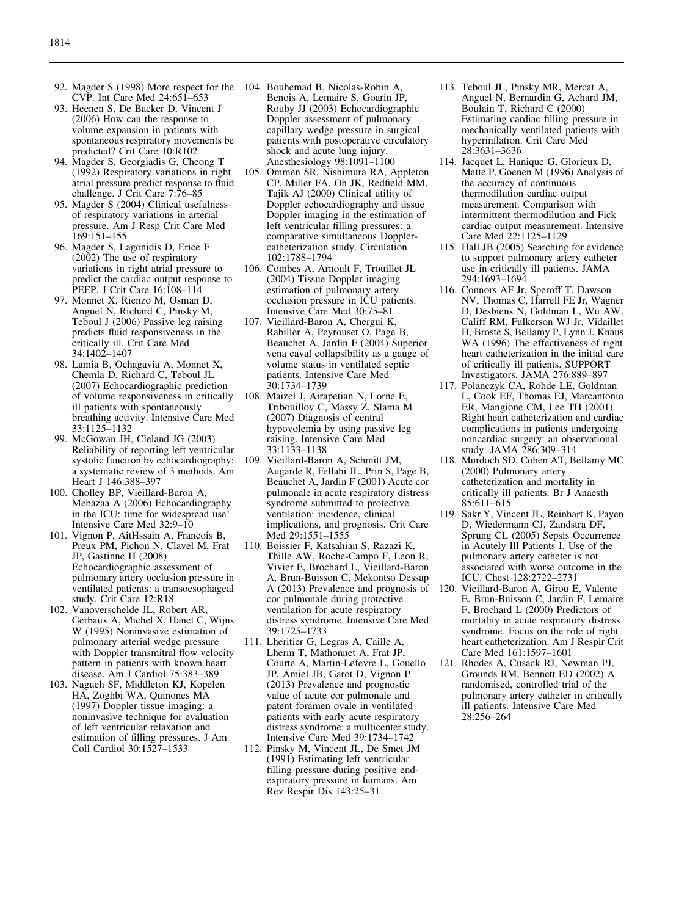92. Magder S (1998) More respect for the CVP. Int Care Med 24:651–653
93. Heenen S, De Backer D, Vincent J (2006) How can the response to volume expansion in patients with spontaneous respiratory movements be predicted? Crit Care 10:R102
94. Magder S, Georgiadis G, Cheong T (1992) Respiratory variations in right atrial pressure predict response to fluid challenge. J Crit Care 7:76–85
95. Magder S (2004) Clinical usefulness of respiratory variations in arterial pressure. Am J Resp Crit Care Med 169:151–155
96. Magder S, Lagonidis D, Erice F (2002) The use of respiratory variations in right atrial pressure to predict the cardiac output response to PEEP. J Crit Care 16:108–114
97. Monnet X, Rienzo M, Osman D, Anguel N, Richard C, Pinsky M, Teboul J (2006) Passive leg raising predicts fluid responsiveness in the critically ill. Crit Care Med 34:1402–1407
98. Lamia B, Ochagavia A, Monnet X, Chemla D, Richard C, Teboul JL (2007) Echocardiographic prediction of volume responsiveness in critically ill patients with spontaneously breathing activity. Intensive Care Med 33:1125–1132
99. McGowan JH, Cleland JG (2003) Reliability of reporting left ventricular systolic function by echocardiography: a systematic review of 3 methods. Am Heart J 146:388–397
100. Cholley BP, Vieillard-Baron A, Mebazaa A (2006) Echocardiography in the ICU: time for widespread use! Intensive Care Med 32:9–10
101. Vignon P, AitHssain A, Francois B, Preux PM, Pichon N, Clavel M, Frat JP, Gastinne H (2008) Echocardiographic assessment of pulmonary artery occlusion pressure in ventilated patients: a transoesophageal study. Crit Care 12:R18
102. Vanoverschelde JL, Robert AR, Gerbaux A, Michel X, Hanet C, Wijns W (1995) Noninvasive estimation of pulmonary arterial wedge pressure with Doppler transmitral flow velocity pattern in patients with known heart disease. Am J Cardiol 75:383–389
103. Nagueh SF, Middleton KJ, Kopelen HA, Zoghbi WA, Quinones MA (1997) Doppler tissue imaging: a noninvasive technique for evaluation of left ventricular relaxation and estimation of filling pressures. J Am Coll Cardiol 30:1527–1533
104. Bouhemad B, Nicolas-Robin A, Benois A, Lemaire S, Goarin JP, Rouby JJ (2003) Echocardiographic Doppler assessment of pulmonary capillary wedge pressure in surgical patients with postoperative circulatory shock and acute lung injury. Anesthesiology 98:1091–1100
105. Ommen SR, Nishimura RA, Appleton CP, Miller FA, Oh JK, Redfield MM, Tajik AJ (2000) Clinical utility of Doppler echocardiography and tissue Doppler imaging in the estimation of left ventricular filling pressures: a comparative simultaneous Doppler-catheterization study. Circulation 102:1788–1794
106. Combes A, Arnoult F, Trouillet JL (2004) Tissue Doppler imaging estimation of pulmonary artery occlusion pressure in ICU patients. Intensive Care Med 30:75–81
107. Vieillard-Baron A, Chergui K, Rabiller A, Peyrouset O, Page B, Beauchet A, Jardin F (2004) Superior vena caval collapsibility as a gauge of volume status in ventilated septic patients. Intensive Care Med 30:1734–1739
108. Maizel J, Airapetian N, Lorne E, Tribouilloy C, Massy Z, Slama M (2007) Diagnosis of central hypovolemia by using passive leg raising. Intensive Care Med 33:1133–1138
109. Vieillard-Baron A, Schmitt JM, Augarde R, Fellahi JL, Prin S, Page B, Beauchet A, Jardin F (2001) Acute cor pulmonale in acute respiratory distress syndrome submitted to protective ventilation: incidence, clinical implications, and prognosis. Crit Care Med 29:1551–1555
110. Boissier F, Katsahian S, Razazi K, Thille AW, Roche-Campo F, Leon R, Vivier E, Brochard L, Vieillard-Baron A, Brun-Buisson C, Mekontso Dessap A (2013) Prevalence and prognosis of cor pulmonale during protective ventilation for acute respiratory distress syndrome. Intensive Care Med 39:1725–1733
111. Lheritier G, Legras A, Caille A, Lherm T, Mathonnet A, Frat JP, Courte A, Martin-Lefevre L, Gouello JP, Amiel JB, Garot D, Vignon P (2013) Prevalence and prognostic value of acute cor pulmonale and patent foramen ovale in ventilated patients with early acute respiratory distress syndrome: a multicenter study. Intensive Care Med 39:1734–1742
112. Pinsky M, Vincent JL, De Smet JM (1991) Estimating left ventricular filling pressure during positive end-expiratory pressure in humans. Am Rev Respir Dis 143:25–31
113. Teboul JL, Pinsky MR, Mercat A, Anguel N, Bernardin G, Achard JM, Boulain T, Richard C (2000) Estimating cardiac filling pressure in mechanically ventilated patients with hyperinflation. Crit Care Med 28:3631–3636
114. Jacquet L, Hanique G, Glorieux D, Matte P, Goenen M (1996) Analysis of the accuracy of continuous thermodilution cardiac output measurement. Comparison with intermittent thermodilution and Fick cardiac output measurement. Intensive Care Med 22:1125–1129
115. Hall JB (2005) Searching for evidence to support pulmonary artery catheter use in critically ill patients. JAMA 294:1693–1694
116. Connors AF Jr, Speroff T, Dawson NV, Thomas C, Harrell FE Jr, Wagner D, Desbiens N, Goldman L, Wu AW, Califf RM, Fulkerson WJ Jr, Vidaillet H, Broste S, Bellamy P, Lynn J, Knaus WA (1996) The effectiveness of right heart catheterization in the initial care of critically ill patients. SUPPORT Investigators. JAMA 276:889–897
117. Polanczyk CA, Rohde LE, Goldman L, Cook EF, Thomas EJ, Marcantonio ER, Mangione CM, Lee TH (2001) Right heart catheterization and cardiac complications in patients undergoing noncardiac surgery: an observational study. JAMA 286:309–314
118. Murdoch SD, Cohen AT, Bellamy MC (2000) Pulmonary artery catheterization and mortality in critically ill patients. Br J Anaesth 85:611–615
119. Sakr Y, Vincent JL, Reinhart K, Payen D, Wiedermann CJ, Zandstra DF, Sprung CL (2005) Sepsis Occurrence in Acutely Ill Patients I. Use of the pulmonary artery catheter is not associated with worse outcome in the ICU. Chest 128:2722–2731
120. Vieillard-Baron A, Girou E, Valente E, Brun-Buisson C, Jardin F, Lemaire F, Brochard L (2000) Predictors of mortality in acute respiratory distress syndrome. Focus on the role of right heart catheterization. Am J Respir Crit Care Med 161:1597–1601
121. Rhodes A, Cusack RJ, Newman PJ, Grounds RM, Bennett ED (2002) A randomised, controlled trial of the pulmonary artery catheter in critically ill patients. Intensive Care Med 28:256–264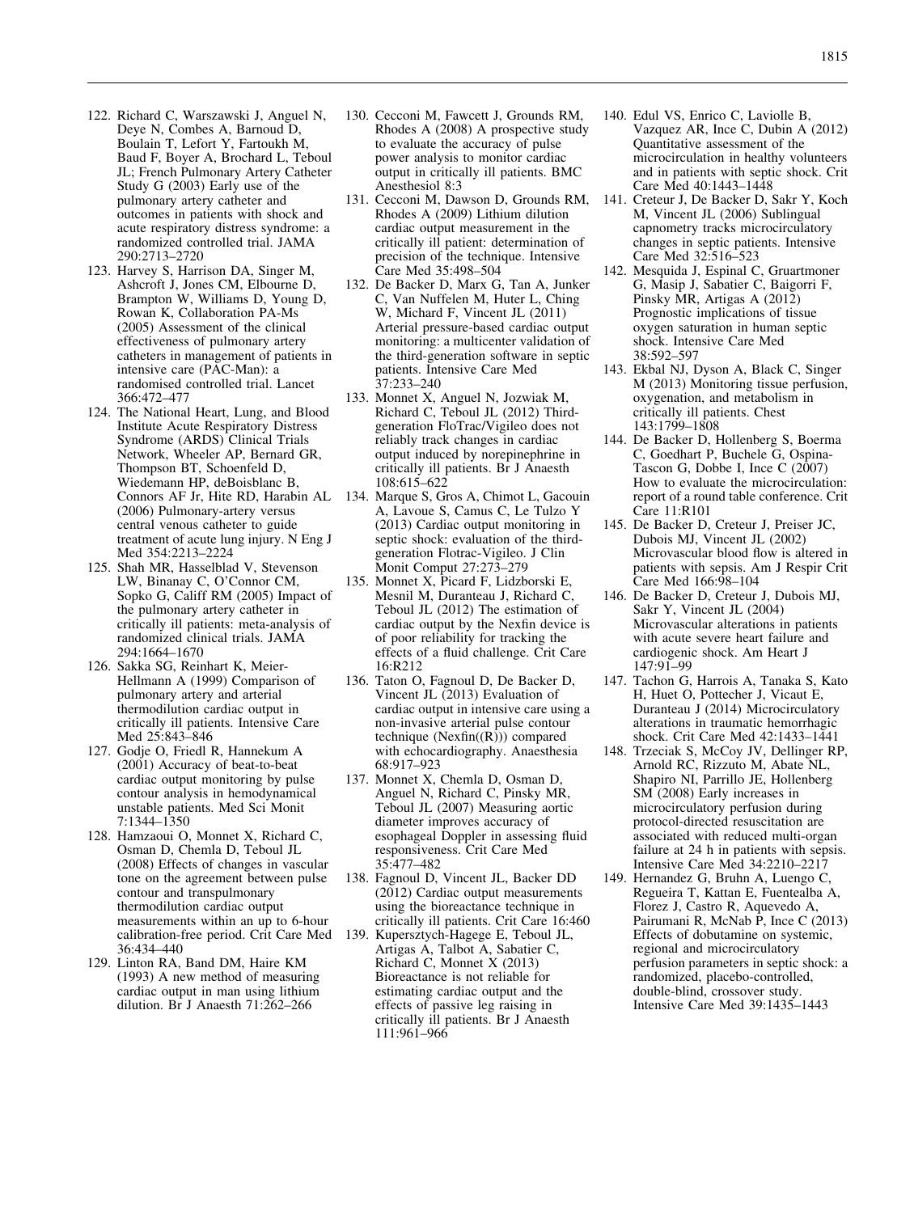122. Richard C, Warszawski J, Anguel N, Deye N, Combes A, Barnoud D, Boulain T, Lefort Y, Fartoukh M, Baud F, Boyer A, Brochard L, Teboul JL; French Pulmonary Artery Catheter Study G (2003) Early use of the pulmonary artery catheter and outcomes in patients with shock and acute respiratory distress syndrome: a randomized controlled trial. JAMA 290:2713–2720
123. Harvey S, Harrison DA, Singer M, Ashcroft J, Jones CM, Elbourne D, Brampton W, Williams D, Young D, Rowan K, Collaboration PA-Ms (2005) Assessment of the clinical effectiveness of pulmonary artery catheters in management of patients in intensive care (PAC-Man): a randomised controlled trial. Lancet 366:472–477
124. The National Heart, Lung, and Blood Institute Acute Respiratory Distress Syndrome (ARDS) Clinical Trials Network, Wheeler AP, Bernard GR, Thompson BT, Schoenfeld D, Wiedemann HP, deBoisblanc B, Connors AF Jr, Hite RD, Harabin AL (2006) Pulmonary-artery versus central venous catheter to guide treatment of acute lung injury. N Eng J Med 354:2213–2224
125. Shah MR, Hasselblad V, Stevenson LW, Binanay C, O'Connor CM, Sopko G, Califf RM (2005) Impact of the pulmonary artery catheter in critically ill patients: meta-analysis of randomized clinical trials. JAMA 294:1664–1670
126. Sakka SG, Reinhart K, Meier-Hellmann A (1999) Comparison of pulmonary artery and arterial thermodilution cardiac output in critically ill patients. Intensive Care Med 25:843–846
127. Godje O, Friedl R, Hannekum A (2001) Accuracy of beat-to-beat cardiac output monitoring by pulse contour analysis in hemodynamical unstable patients. Med Sci Monit 7:1344–1350
128. Hamzaoui O, Monnet X, Richard C, Osman D, Chemla D, Teboul JL (2008) Effects of changes in vascular tone on the agreement between pulse contour and transpulmonary thermodilution cardiac output measurements within an up to 6-hour calibration-free period. Crit Care Med 36:434–440
129. Linton RA, Band DM, Haire KM (1993) A new method of measuring cardiac output in man using lithium dilution. Br J Anaesth 71:262–266
130. Cecconi M, Fawcett J, Grounds RM, Rhodes A (2008) A prospective study to evaluate the accuracy of pulse power analysis to monitor cardiac output in critically ill patients. BMC Anesthesiol 8:3
131. Cecconi M, Dawson D, Grounds RM, Rhodes A (2009) Lithium dilution cardiac output measurement in the critically ill patient: determination of precision of the technique. Intensive Care Med 35:498–504
132. De Backer D, Marx G, Tan A, Junker C, Van Nuffelen M, Huter L, Ching W, Michard F, Vincent JL (2011) Arterial pressure-based cardiac output monitoring: a multicenter validation of the third-generation software in septic patients. Intensive Care Med 37:233–240
133. Monnet X, Anguel N, Jozwiak M, Richard C, Teboul JL (2012) Third-generation FloTrac/Vigileo does not reliably track changes in cardiac output induced by norepinephrine in critically ill patients. Br J Anaesth 108:615–622
134. Marque S, Gros A, Chimot L, Gacouin A, Lavoue S, Camus C, Le Tulzo Y (2013) Cardiac output monitoring in septic shock: evaluation of the third-generation Flotrac-Vigileo. J Clin Monit Comput 27:273–279
135. Monnet X, Picard F, Lidzborski E, Mesnil M, Duranteau J, Richard C, Teboul JL (2012) The estimation of cardiac output by the Nexfin device is of poor reliability for tracking the effects of a fluid challenge. Crit Care 16:R212
136. Taton O, Fagnoul D, De Backer D, Vincent JL (2013) Evaluation of cardiac output in intensive care using a non-invasive arterial pulse contour technique (Nexfin((R))) compared with echocardiography. Anaesthesia 68:917–923
137. Monnet X, Chemla D, Osman D, Anguel N, Richard C, Pinsky MR, Teboul JL (2007) Measuring aortic diameter improves accuracy of esophageal Doppler in assessing fluid responsiveness. Crit Care Med 35:477–482
138. Fagnoul D, Vincent JL, Backer DD (2012) Cardiac output measurements using the bioreactance technique in critically ill patients. Crit Care 16:460
139. Kupersztych-Hagege E, Teboul JL, Artigas A, Talbot A, Sabatier C, Richard C, Monnet X (2013) Bioreactance is not reliable for estimating cardiac output and the effects of passive leg raising in critically ill patients. Br J Anaesth 111:961–966
140. Edul VS, Enrico C, Laviolle B, Vazquez AR, Ince C, Dubin A (2012) Quantitative assessment of the microcirculation in healthy volunteers and in patients with septic shock. Crit Care Med 40:1443–1448
141. Creteur J, De Backer D, Sakr Y, Koch M, Vincent JL (2006) Sublingual capnometry tracks microcirculatory changes in septic patients. Intensive Care Med 32:516–523
142. Mesquida J, Espinal C, Gruartmoner G, Masip J, Sabatier C, Baigorri F, Pinsky MR, Artigas A (2012) Prognostic implications of tissue oxygen saturation in human septic shock. Intensive Care Med 38:592–597
143. Ekbal NJ, Dyson A, Black C, Singer M (2013) Monitoring tissue perfusion, oxygenation, and metabolism in critically ill patients. Chest 143:1799–1808
144. De Backer D, Hollenberg S, Boerma C, Goedhart P, Buchele G, Ospina-Tascon G, Dobbe I, Ince C (2007) How to evaluate the microcirculation: report of a round table conference. Crit Care 11:R101
145. De Backer D, Creteur J, Preiser JC, Dubois MJ, Vincent JL (2002) Microvascular blood flow is altered in patients with sepsis. Am J Respir Crit Care Med 166:98–104
146. De Backer D, Creteur J, Dubois MJ, Sakr Y, Vincent JL (2004) Microvascular alterations in patients with acute severe heart failure and cardiogenic shock. Am Heart J 147:91–99
147. Tachon G, Harrois A, Tanaka S, Kato H, Huet O, Pottecher J, Vicaut E, Duranteau J (2014) Microcirculatory alterations in traumatic hemorrhagic shock. Crit Care Med 42:1433–1441
148. Trzeciak S, McCoy JV, Dellinger RP, Arnold RC, Rizzuto M, Abate NL, Shapiro NI, Parrillo JE, Hollenberg SM (2008) Early increases in microcirculatory perfusion during protocol-directed resuscitation are associated with reduced multi-organ failure at 24 h in patients with sepsis. Intensive Care Med 34:2210–2217
149. Hernandez G, Bruhn A, Luengo C, Regueira T, Kattan E, Fuentealba A, Florez J, Castro R, Aquevedo A, Pairumani R, McNab P, Ince C (2013) Effects of dobutamine on systemic, regional and microcirculatory perfusion parameters in septic shock: a randomized, placebo-controlled, double-blind, crossover study. Intensive Care Med 39:1435–1443